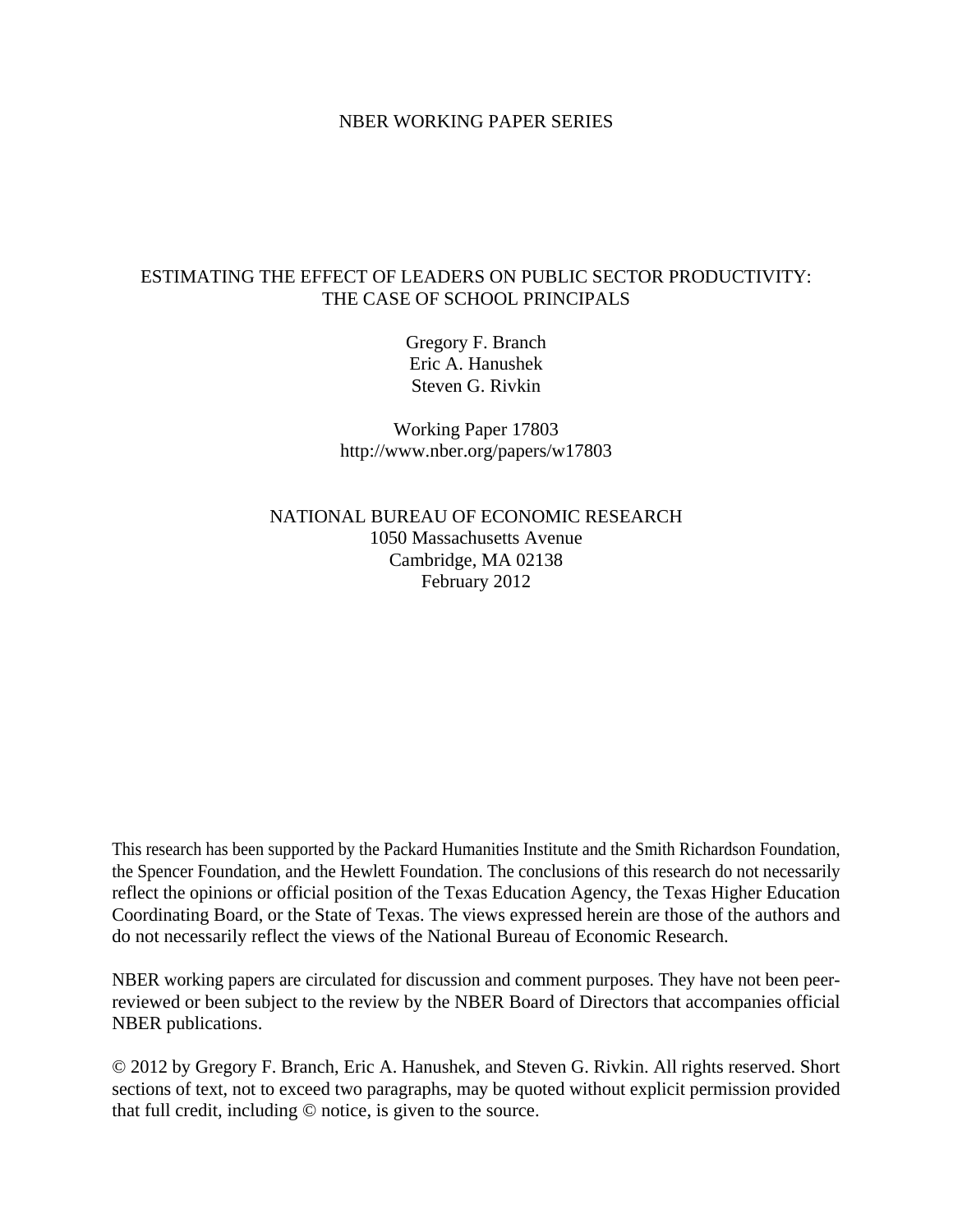NBER WORKING PAPER SERIES

# ESTIMATING THE EFFECT OF LEADERS ON PUBLIC SECTOR PRODUCTIVITY: THE CASE OF SCHOOL PRINCIPALS

Gregory F. Branch
Eric A. Hanushek
Steven G. Rivkin

Working Paper 17803
http://www.nber.org/papers/w17803

NATIONAL BUREAU OF ECONOMIC RESEARCH
1050 Massachusetts Avenue
Cambridge, MA 02138
February 2012

This research has been supported by the Packard Humanities Institute and the Smith Richardson Foundation, the Spencer Foundation, and the Hewlett Foundation. The conclusions of this research do not necessarily reflect the opinions or official position of the Texas Education Agency, the Texas Higher Education Coordinating Board, or the State of Texas. The views expressed herein are those of the authors and do not necessarily reflect the views of the National Bureau of Economic Research.

NBER working papers are circulated for discussion and comment purposes. They have not been peer-reviewed or been subject to the review by the NBER Board of Directors that accompanies official NBER publications.

© 2012 by Gregory F. Branch, Eric A. Hanushek, and Steven G. Rivkin. All rights reserved. Short sections of text, not to exceed two paragraphs, may be quoted without explicit permission provided that full credit, including © notice, is given to the source.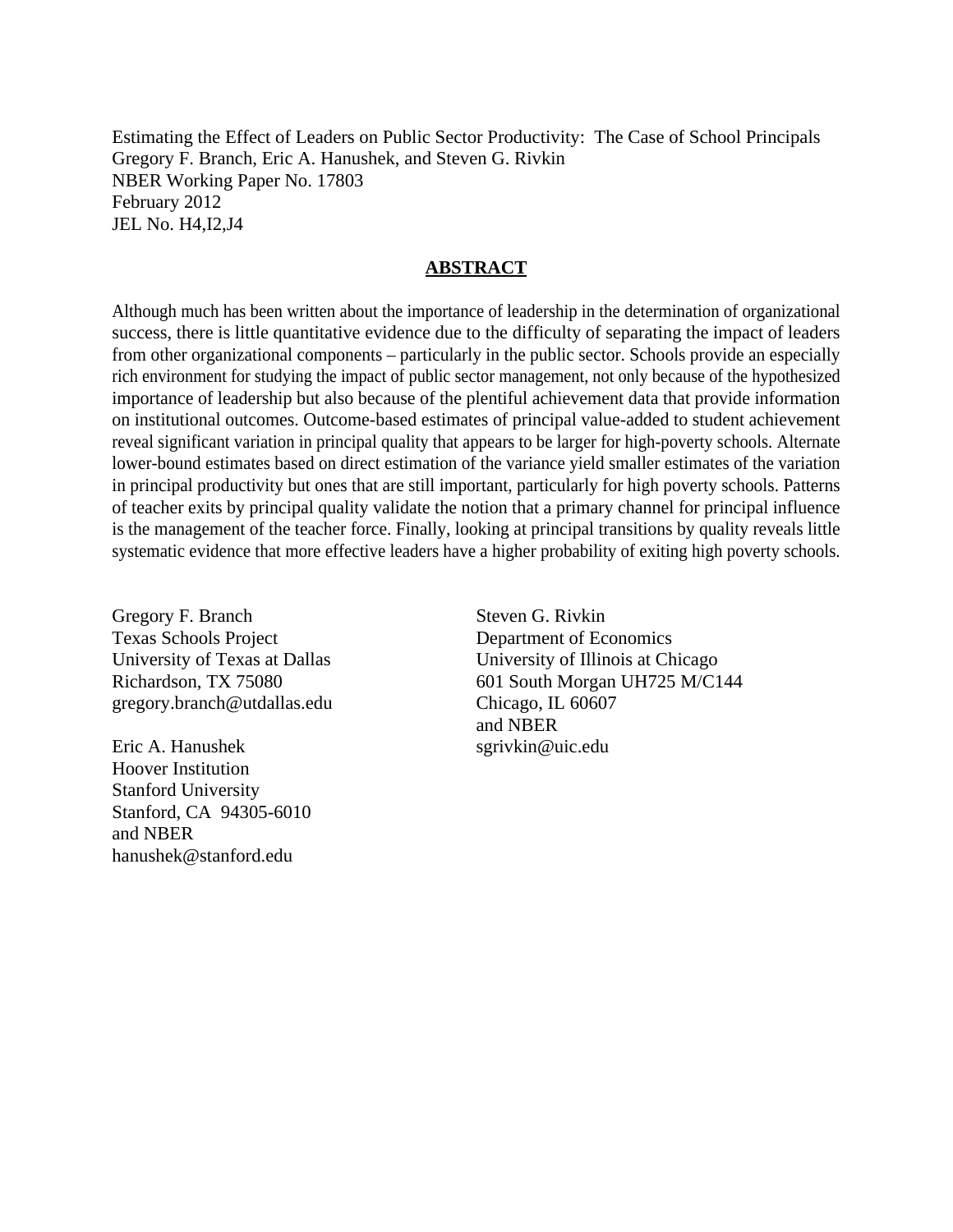Estimating the Effect of Leaders on Public Sector Productivity: The Case of School Principals
Gregory F. Branch, Eric A. Hanushek, and Steven G. Rivkin
NBER Working Paper No. 17803
February 2012
JEL No. H4,I2,J4

## ABSTRACT

Although much has been written about the importance of leadership in the determination of organizational success, there is little quantitative evidence due to the difficulty of separating the impact of leaders from other organizational components – particularly in the public sector. Schools provide an especially rich environment for studying the impact of public sector management, not only because of the hypothesized importance of leadership but also because of the plentiful achievement data that provide information on institutional outcomes. Outcome-based estimates of principal value-added to student achievement reveal significant variation in principal quality that appears to be larger for high-poverty schools. Alternate lower-bound estimates based on direct estimation of the variance yield smaller estimates of the variation in principal productivity but ones that are still important, particularly for high poverty schools. Patterns of teacher exits by principal quality validate the notion that a primary channel for principal influence is the management of the teacher force. Finally, looking at principal transitions by quality reveals little systematic evidence that more effective leaders have a higher probability of exiting high poverty schools.

Gregory F. Branch
Texas Schools Project
University of Texas at Dallas
Richardson, TX 75080
gregory.branch@utdallas.edu

Eric A. Hanushek
Hoover Institution
Stanford University
Stanford, CA 94305-6010
and NBER
hanushek@stanford.edu

Steven G. Rivkin
Department of Economics
University of Illinois at Chicago
601 South Morgan UH725 M/C144
Chicago, IL 60607
and NBER
sgrivkin@uic.edu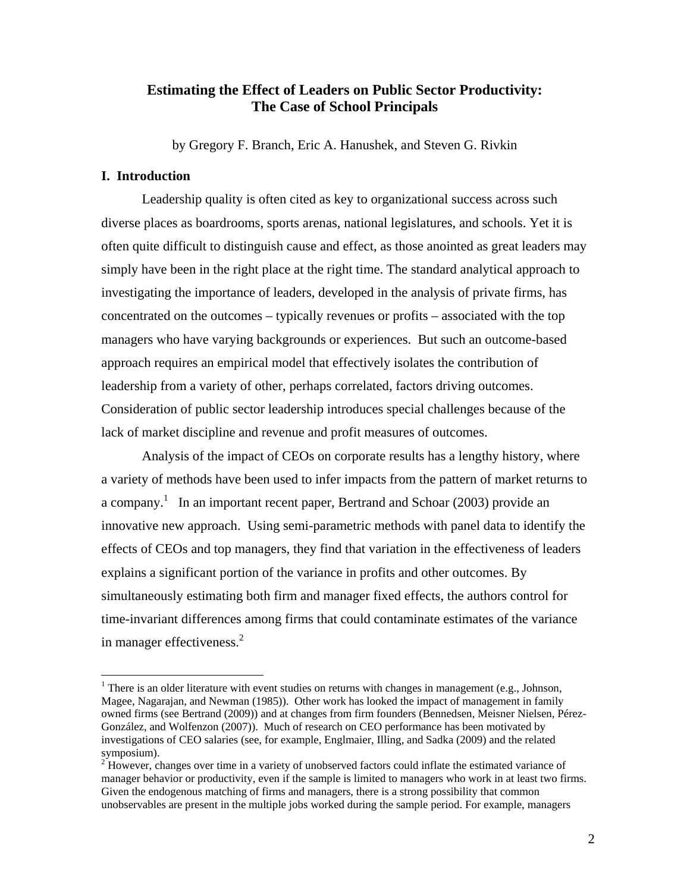# Estimating the Effect of Leaders on Public Sector Productivity: The Case of School Principals

by Gregory F. Branch, Eric A. Hanushek, and Steven G. Rivkin

## I. Introduction

Leadership quality is often cited as key to organizational success across such diverse places as boardrooms, sports arenas, national legislatures, and schools. Yet it is often quite difficult to distinguish cause and effect, as those anointed as great leaders may simply have been in the right place at the right time. The standard analytical approach to investigating the importance of leaders, developed in the analysis of private firms, has concentrated on the outcomes – typically revenues or profits – associated with the top managers who have varying backgrounds or experiences. But such an outcome-based approach requires an empirical model that effectively isolates the contribution of leadership from a variety of other, perhaps correlated, factors driving outcomes. Consideration of public sector leadership introduces special challenges because of the lack of market discipline and revenue and profit measures of outcomes.

Analysis of the impact of CEOs on corporate results has a lengthy history, where a variety of methods have been used to infer impacts from the pattern of market returns to a company.[1] In an important recent paper, Bertrand and Schoar (2003) provide an innovative new approach. Using semi-parametric methods with panel data to identify the effects of CEOs and top managers, they find that variation in the effectiveness of leaders explains a significant portion of the variance in profits and other outcomes. By simultaneously estimating both firm and manager fixed effects, the authors control for time-invariant differences among firms that could contaminate estimates of the variance in manager effectiveness.[2]

---

[1] There is an older literature with event studies on returns with changes in management (e.g., Johnson, Magee, Nagarajan, and Newman (1985)). Other work has looked the impact of management in family owned firms (see Bertrand (2009)) and at changes from firm founders (Bennedsen, Meisner Nielsen, Pérez-González, and Wolfenzon (2007)). Much of research on CEO performance has been motivated by investigations of CEO salaries (see, for example, Englmaier, Illing, and Sadka (2009) and the related symposium).

[2] However, changes over time in a variety of unobserved factors could inflate the estimated variance of manager behavior or productivity, even if the sample is limited to managers who work in at least two firms. Given the endogenous matching of firms and managers, there is a strong possibility that common unobservables are present in the multiple jobs worked during the sample period. For example, managers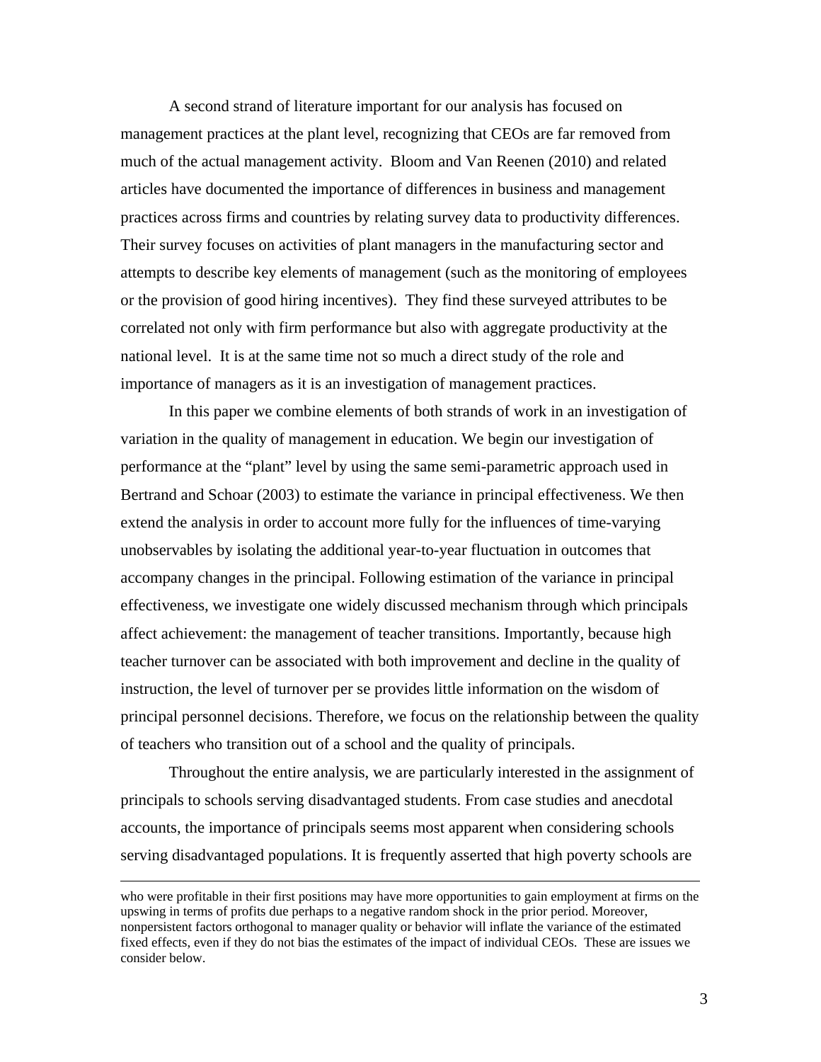A second strand of literature important for our analysis has focused on management practices at the plant level, recognizing that CEOs are far removed from much of the actual management activity. Bloom and Van Reenen (2010) and related articles have documented the importance of differences in business and management practices across firms and countries by relating survey data to productivity differences. Their survey focuses on activities of plant managers in the manufacturing sector and attempts to describe key elements of management (such as the monitoring of employees or the provision of good hiring incentives). They find these surveyed attributes to be correlated not only with firm performance but also with aggregate productivity at the national level. It is at the same time not so much a direct study of the role and importance of managers as it is an investigation of management practices.

In this paper we combine elements of both strands of work in an investigation of variation in the quality of management in education. We begin our investigation of performance at the "plant" level by using the same semi-parametric approach used in Bertrand and Schoar (2003) to estimate the variance in principal effectiveness. We then extend the analysis in order to account more fully for the influences of time-varying unobservables by isolating the additional year-to-year fluctuation in outcomes that accompany changes in the principal. Following estimation of the variance in principal effectiveness, we investigate one widely discussed mechanism through which principals affect achievement: the management of teacher transitions. Importantly, because high teacher turnover can be associated with both improvement and decline in the quality of instruction, the level of turnover per se provides little information on the wisdom of principal personnel decisions. Therefore, we focus on the relationship between the quality of teachers who transition out of a school and the quality of principals.

Throughout the entire analysis, we are particularly interested in the assignment of principals to schools serving disadvantaged students. From case studies and anecdotal accounts, the importance of principals seems most apparent when considering schools serving disadvantaged populations. It is frequently asserted that high poverty schools are

---

who were profitable in their first positions may have more opportunities to gain employment at firms on the upswing in terms of profits due perhaps to a negative random shock in the prior period. Moreover, nonpersistent factors orthogonal to manager quality or behavior will inflate the variance of the estimated fixed effects, even if they do not bias the estimates of the impact of individual CEOs. These are issues we consider below.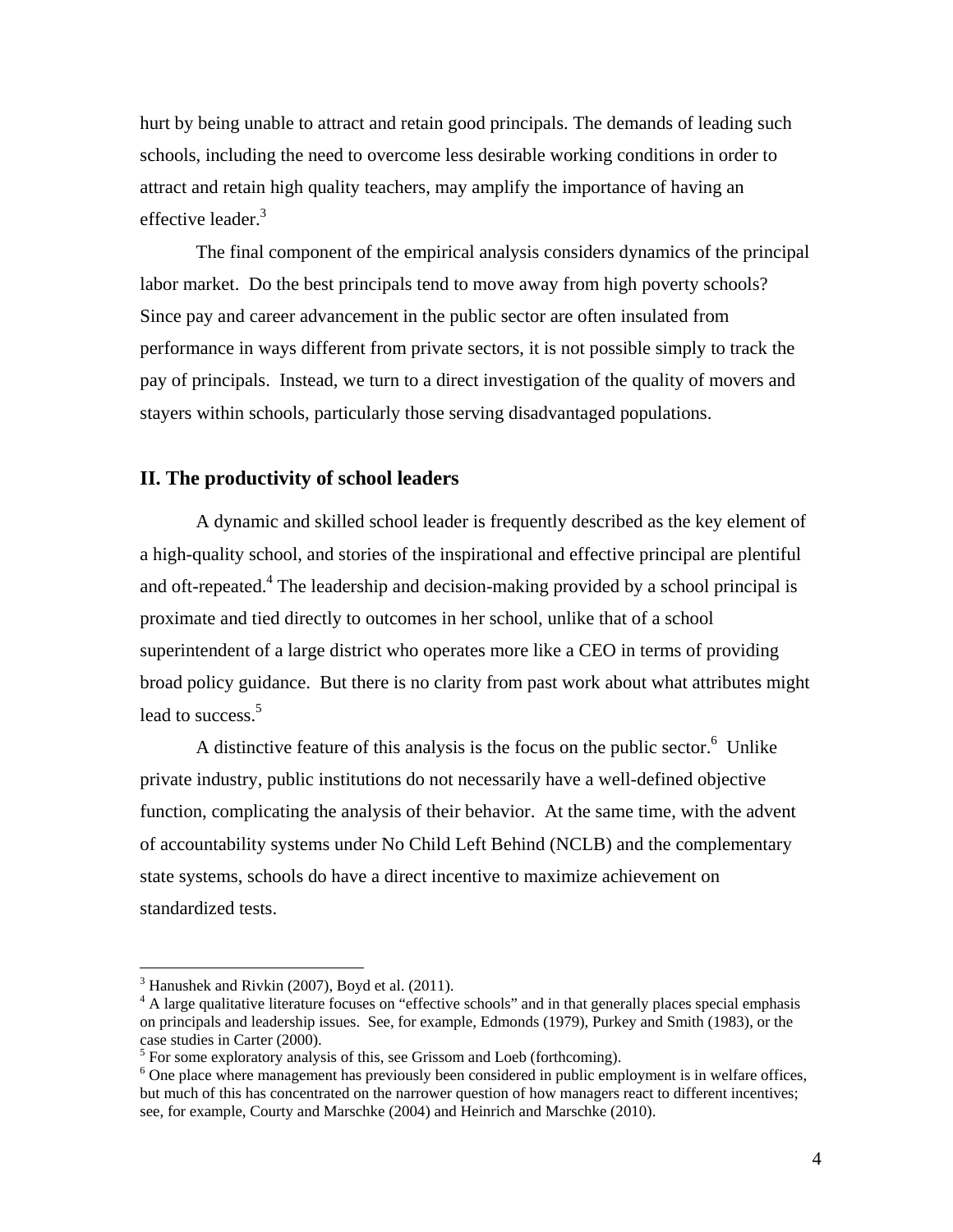hurt by being unable to attract and retain good principals. The demands of leading such schools, including the need to overcome less desirable working conditions in order to attract and retain high quality teachers, may amplify the importance of having an effective leader.[3]

The final component of the empirical analysis considers dynamics of the principal labor market. Do the best principals tend to move away from high poverty schools? Since pay and career advancement in the public sector are often insulated from performance in ways different from private sectors, it is not possible simply to track the pay of principals. Instead, we turn to a direct investigation of the quality of movers and stayers within schools, particularly those serving disadvantaged populations.

## II. The productivity of school leaders

A dynamic and skilled school leader is frequently described as the key element of a high-quality school, and stories of the inspirational and effective principal are plentiful and oft-repeated.[4] The leadership and decision-making provided by a school principal is proximate and tied directly to outcomes in her school, unlike that of a school superintendent of a large district who operates more like a CEO in terms of providing broad policy guidance. But there is no clarity from past work about what attributes might lead to success.[5]

A distinctive feature of this analysis is the focus on the public sector.[6] Unlike private industry, public institutions do not necessarily have a well-defined objective function, complicating the analysis of their behavior. At the same time, with the advent of accountability systems under No Child Left Behind (NCLB) and the complementary state systems, schools do have a direct incentive to maximize achievement on standardized tests.

---

[3] Hanushek and Rivkin (2007), Boyd et al. (2011).

[4] A large qualitative literature focuses on "effective schools" and in that generally places special emphasis on principals and leadership issues. See, for example, Edmonds (1979), Purkey and Smith (1983), or the case studies in Carter (2000).

[5] For some exploratory analysis of this, see Grissom and Loeb (forthcoming).

[6] One place where management has previously been considered in public employment is in welfare offices, but much of this has concentrated on the narrower question of how managers react to different incentives; see, for example, Courty and Marschke (2004) and Heinrich and Marschke (2010).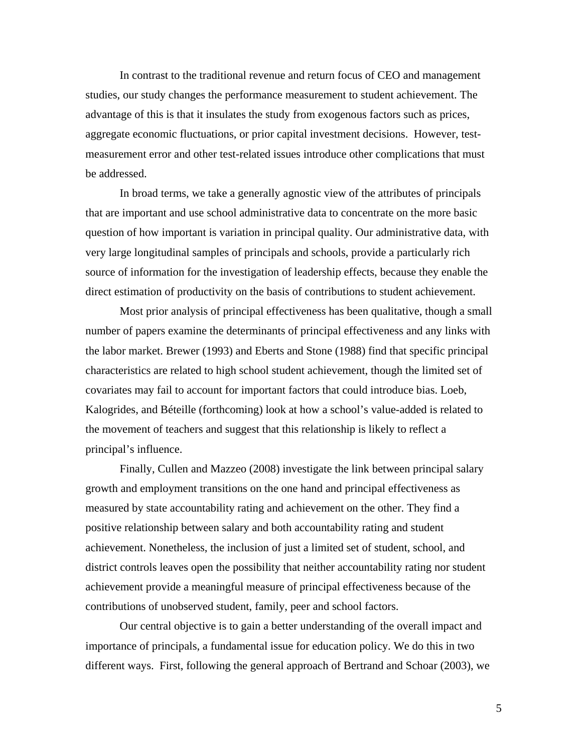In contrast to the traditional revenue and return focus of CEO and management studies, our study changes the performance measurement to student achievement. The advantage of this is that it insulates the study from exogenous factors such as prices, aggregate economic fluctuations, or prior capital investment decisions. However, test-measurement error and other test-related issues introduce other complications that must be addressed.

In broad terms, we take a generally agnostic view of the attributes of principals that are important and use school administrative data to concentrate on the more basic question of how important is variation in principal quality. Our administrative data, with very large longitudinal samples of principals and schools, provide a particularly rich source of information for the investigation of leadership effects, because they enable the direct estimation of productivity on the basis of contributions to student achievement.

Most prior analysis of principal effectiveness has been qualitative, though a small number of papers examine the determinants of principal effectiveness and any links with the labor market. Brewer (1993) and Eberts and Stone (1988) find that specific principal characteristics are related to high school student achievement, though the limited set of covariates may fail to account for important factors that could introduce bias. Loeb, Kalogrides, and Béteille (forthcoming) look at how a school's value-added is related to the movement of teachers and suggest that this relationship is likely to reflect a principal's influence.

Finally, Cullen and Mazzeo (2008) investigate the link between principal salary growth and employment transitions on the one hand and principal effectiveness as measured by state accountability rating and achievement on the other. They find a positive relationship between salary and both accountability rating and student achievement. Nonetheless, the inclusion of just a limited set of student, school, and district controls leaves open the possibility that neither accountability rating nor student achievement provide a meaningful measure of principal effectiveness because of the contributions of unobserved student, family, peer and school factors.

Our central objective is to gain a better understanding of the overall impact and importance of principals, a fundamental issue for education policy. We do this in two different ways. First, following the general approach of Bertrand and Schoar (2003), we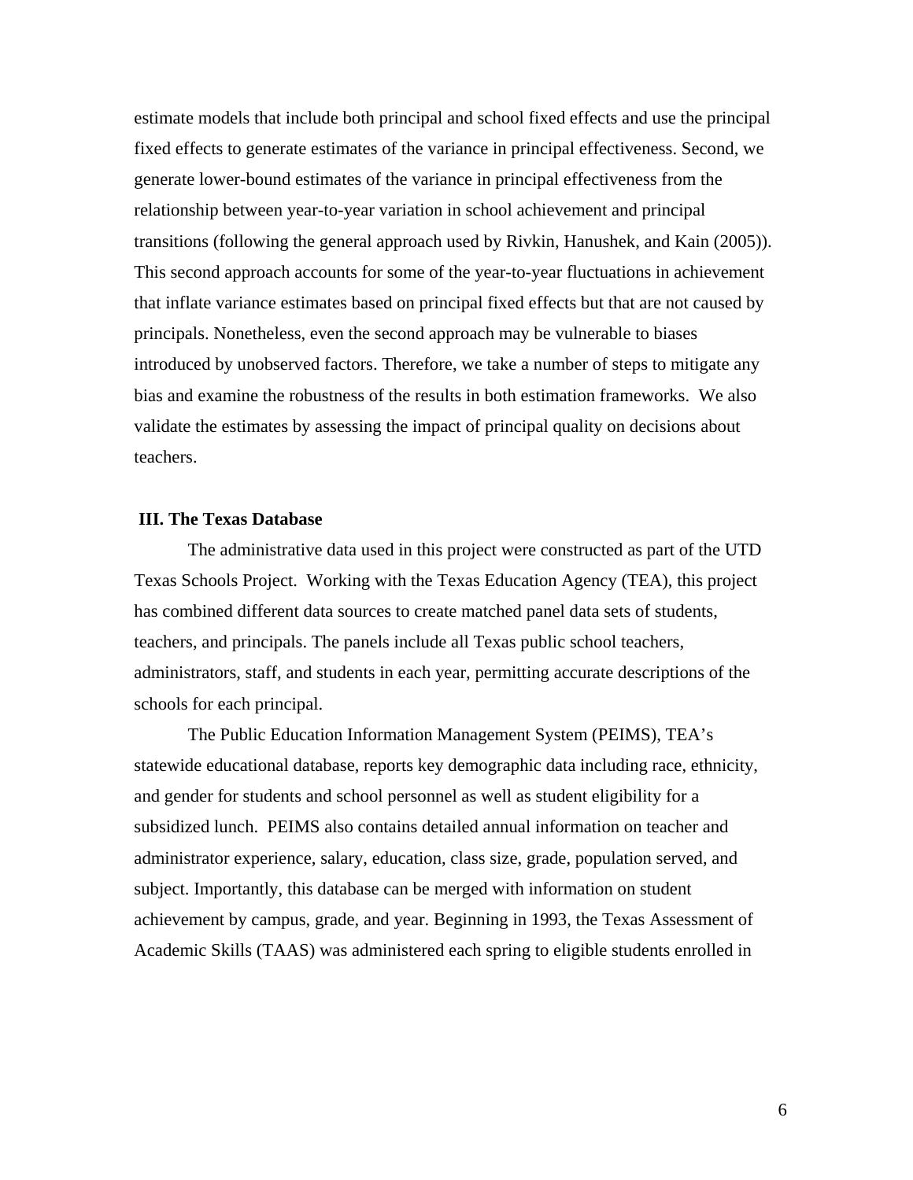estimate models that include both principal and school fixed effects and use the principal fixed effects to generate estimates of the variance in principal effectiveness. Second, we generate lower-bound estimates of the variance in principal effectiveness from the relationship between year-to-year variation in school achievement and principal transitions (following the general approach used by Rivkin, Hanushek, and Kain (2005)). This second approach accounts for some of the year-to-year fluctuations in achievement that inflate variance estimates based on principal fixed effects but that are not caused by principals. Nonetheless, even the second approach may be vulnerable to biases introduced by unobserved factors. Therefore, we take a number of steps to mitigate any bias and examine the robustness of the results in both estimation frameworks. We also validate the estimates by assessing the impact of principal quality on decisions about teachers.

## III. The Texas Database

The administrative data used in this project were constructed as part of the UTD Texas Schools Project. Working with the Texas Education Agency (TEA), this project has combined different data sources to create matched panel data sets of students, teachers, and principals. The panels include all Texas public school teachers, administrators, staff, and students in each year, permitting accurate descriptions of the schools for each principal.

The Public Education Information Management System (PEIMS), TEA's statewide educational database, reports key demographic data including race, ethnicity, and gender for students and school personnel as well as student eligibility for a subsidized lunch. PEIMS also contains detailed annual information on teacher and administrator experience, salary, education, class size, grade, population served, and subject. Importantly, this database can be merged with information on student achievement by campus, grade, and year. Beginning in 1993, the Texas Assessment of Academic Skills (TAAS) was administered each spring to eligible students enrolled in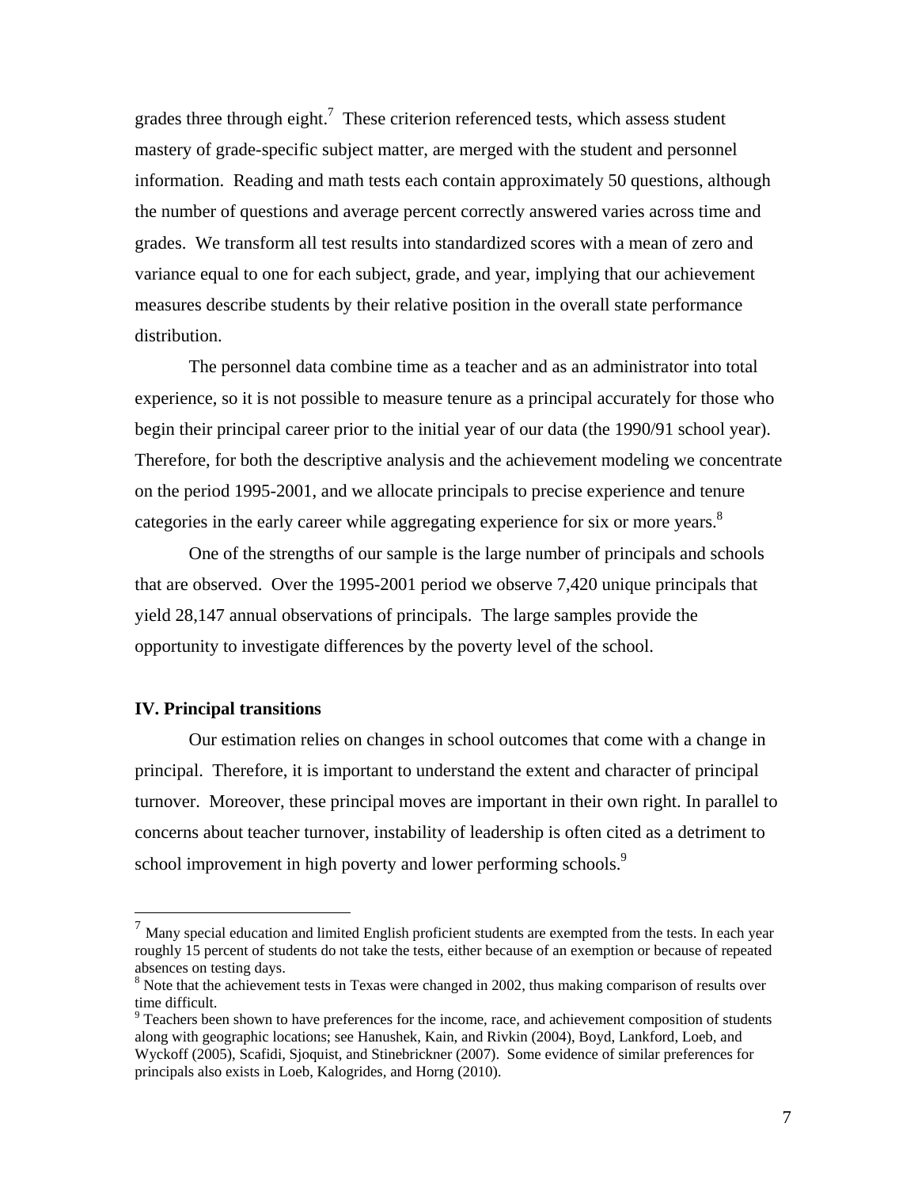grades three through eight.[7] These criterion referenced tests, which assess student mastery of grade-specific subject matter, are merged with the student and personnel information. Reading and math tests each contain approximately 50 questions, although the number of questions and average percent correctly answered varies across time and grades. We transform all test results into standardized scores with a mean of zero and variance equal to one for each subject, grade, and year, implying that our achievement measures describe students by their relative position in the overall state performance distribution.

The personnel data combine time as a teacher and as an administrator into total experience, so it is not possible to measure tenure as a principal accurately for those who begin their principal career prior to the initial year of our data (the 1990/91 school year). Therefore, for both the descriptive analysis and the achievement modeling we concentrate on the period 1995-2001, and we allocate principals to precise experience and tenure categories in the early career while aggregating experience for six or more years.[8]

One of the strengths of our sample is the large number of principals and schools that are observed. Over the 1995-2001 period we observe 7,420 unique principals that yield 28,147 annual observations of principals. The large samples provide the opportunity to investigate differences by the poverty level of the school.

## IV. Principal transitions

Our estimation relies on changes in school outcomes that come with a change in principal. Therefore, it is important to understand the extent and character of principal turnover. Moreover, these principal moves are important in their own right. In parallel to concerns about teacher turnover, instability of leadership is often cited as a detriment to school improvement in high poverty and lower performing schools.[9]

---

[7] Many special education and limited English proficient students are exempted from the tests. In each year roughly 15 percent of students do not take the tests, either because of an exemption or because of repeated absences on testing days.

[8] Note that the achievement tests in Texas were changed in 2002, thus making comparison of results over time difficult.

[9] Teachers been shown to have preferences for the income, race, and achievement composition of students along with geographic locations; see Hanushek, Kain, and Rivkin (2004), Boyd, Lankford, Loeb, and Wyckoff (2005), Scafidi, Sjoquist, and Stinebrickner (2007). Some evidence of similar preferences for principals also exists in Loeb, Kalogrides, and Horng (2010).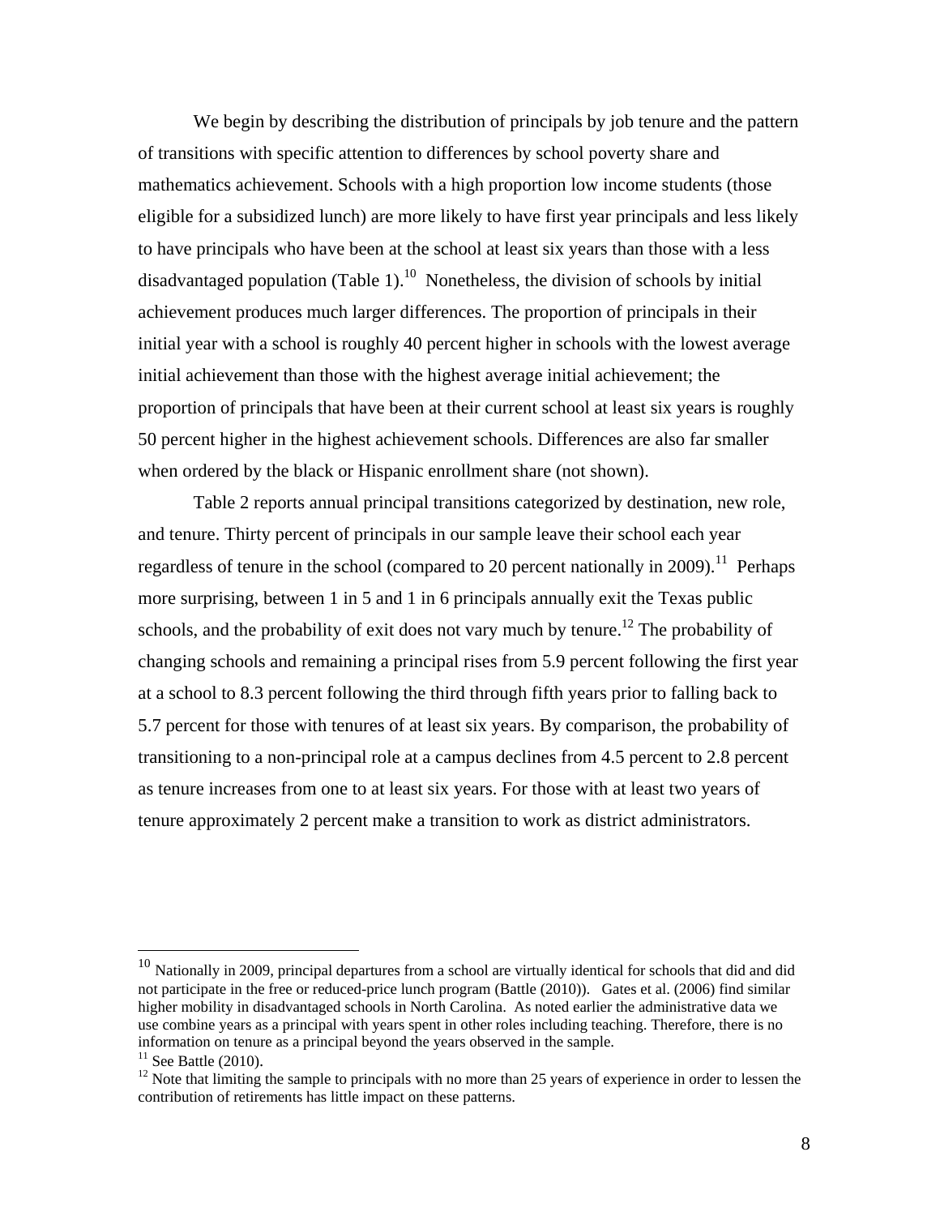We begin by describing the distribution of principals by job tenure and the pattern of transitions with specific attention to differences by school poverty share and mathematics achievement. Schools with a high proportion low income students (those eligible for a subsidized lunch) are more likely to have first year principals and less likely to have principals who have been at the school at least six years than those with a less disadvantaged population (Table 1).[10] Nonetheless, the division of schools by initial achievement produces much larger differences. The proportion of principals in their initial year with a school is roughly 40 percent higher in schools with the lowest average initial achievement than those with the highest average initial achievement; the proportion of principals that have been at their current school at least six years is roughly 50 percent higher in the highest achievement schools. Differences are also far smaller when ordered by the black or Hispanic enrollment share (not shown).

Table 2 reports annual principal transitions categorized by destination, new role, and tenure. Thirty percent of principals in our sample leave their school each year regardless of tenure in the school (compared to 20 percent nationally in 2009).[11] Perhaps more surprising, between 1 in 5 and 1 in 6 principals annually exit the Texas public schools, and the probability of exit does not vary much by tenure.[12] The probability of changing schools and remaining a principal rises from 5.9 percent following the first year at a school to 8.3 percent following the third through fifth years prior to falling back to 5.7 percent for those with tenures of at least six years. By comparison, the probability of transitioning to a non-principal role at a campus declines from 4.5 percent to 2.8 percent as tenure increases from one to at least six years. For those with at least two years of tenure approximately 2 percent make a transition to work as district administrators.

---

[10] Nationally in 2009, principal departures from a school are virtually identical for schools that did and did not participate in the free or reduced-price lunch program (Battle (2010)). Gates et al. (2006) find similar higher mobility in disadvantaged schools in North Carolina. As noted earlier the administrative data we use combine years as a principal with years spent in other roles including teaching. Therefore, there is no information on tenure as a principal beyond the years observed in the sample.

[11] See Battle (2010).

[12] Note that limiting the sample to principals with no more than 25 years of experience in order to lessen the contribution of retirements has little impact on these patterns.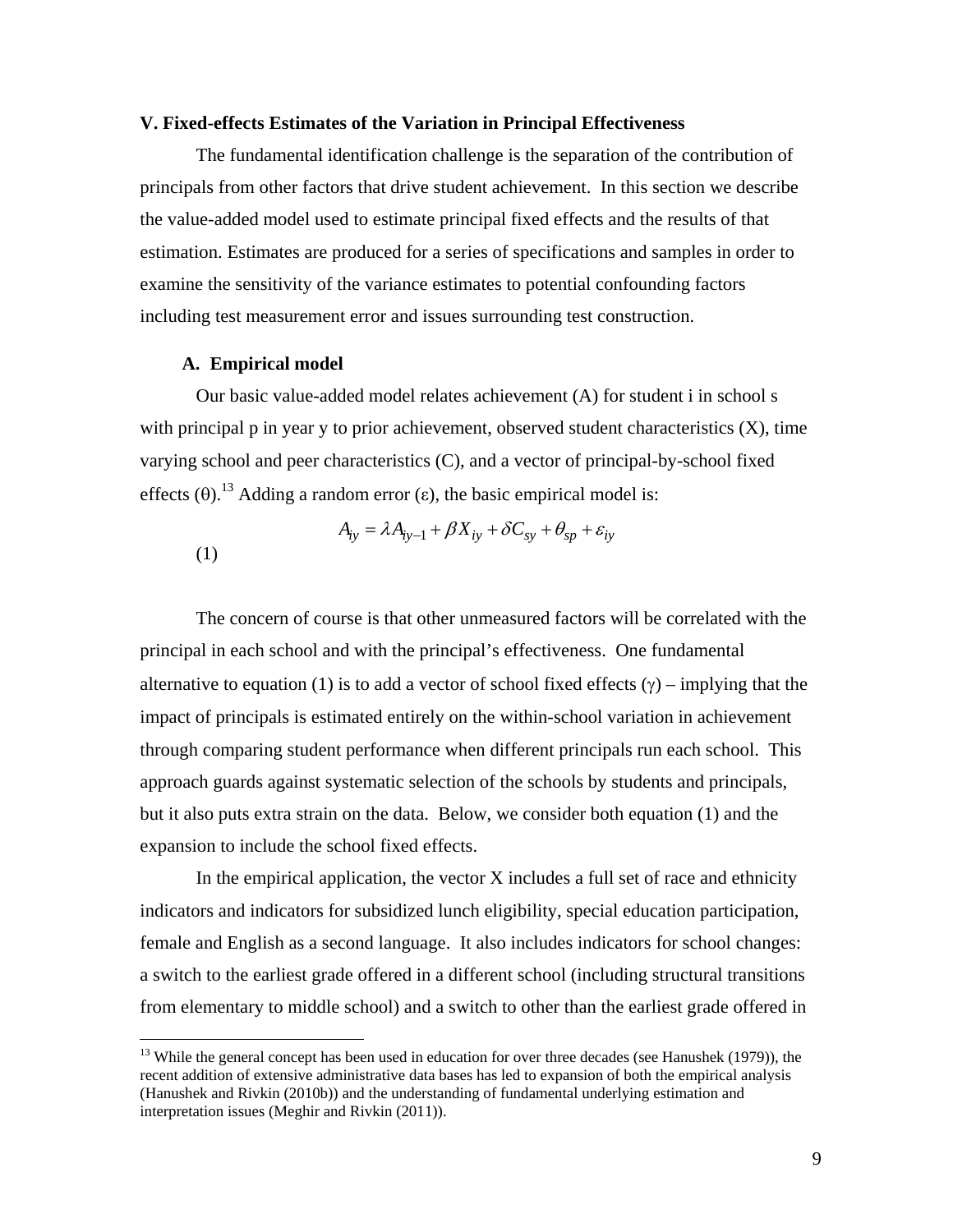## V. Fixed-effects Estimates of the Variation in Principal Effectiveness

The fundamental identification challenge is the separation of the contribution of principals from other factors that drive student achievement. In this section we describe the value-added model used to estimate principal fixed effects and the results of that estimation. Estimates are produced for a series of specifications and samples in order to examine the sensitivity of the variance estimates to potential confounding factors including test measurement error and issues surrounding test construction.

### A. Empirical model

Our basic value-added model relates achievement (A) for student i in school s with principal p in year y to prior achievement, observed student characteristics (X), time varying school and peer characteristics (C), and a vector of principal-by-school fixed effects ($\theta$).[13] Adding a random error ($\varepsilon$), the basic empirical model is:

$$A_{iy} = \lambda A_{iy-1} + \beta X_{iy} + \delta C_{sy} + \theta_{sp} + \varepsilon_{iy} \quad (1)$$

The concern of course is that other unmeasured factors will be correlated with the principal in each school and with the principal's effectiveness. One fundamental alternative to equation (1) is to add a vector of school fixed effects ($\gamma$) – implying that the impact of principals is estimated entirely on the within-school variation in achievement through comparing student performance when different principals run each school. This approach guards against systematic selection of the schools by students and principals, but it also puts extra strain on the data. Below, we consider both equation (1) and the expansion to include the school fixed effects.

In the empirical application, the vector X includes a full set of race and ethnicity indicators and indicators for subsidized lunch eligibility, special education participation, female and English as a second language. It also includes indicators for school changes: a switch to the earliest grade offered in a different school (including structural transitions from elementary to middle school) and a switch to other than the earliest grade offered in

[13] While the general concept has been used in education for over three decades (see Hanushek (1979)), the recent addition of extensive administrative data bases has led to expansion of both the empirical analysis (Hanushek and Rivkin (2010b)) and the understanding of fundamental underlying estimation and interpretation issues (Meghir and Rivkin (2011)).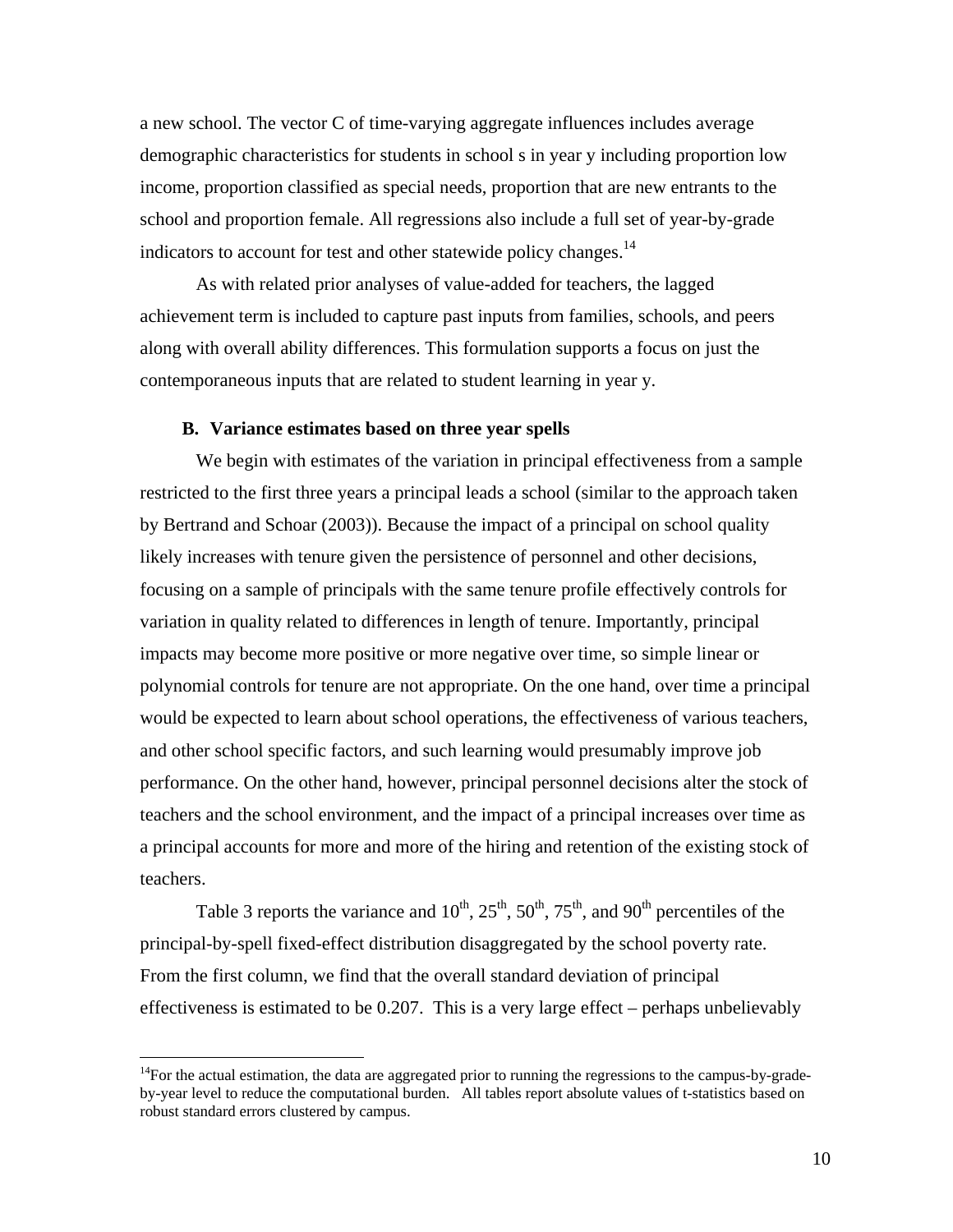a new school. The vector C of time-varying aggregate influences includes average demographic characteristics for students in school s in year y including proportion low income, proportion classified as special needs, proportion that are new entrants to the school and proportion female. All regressions also include a full set of year-by-grade indicators to account for test and other statewide policy changes.[14]

As with related prior analyses of value-added for teachers, the lagged achievement term is included to capture past inputs from families, schools, and peers along with overall ability differences. This formulation supports a focus on just the contemporaneous inputs that are related to student learning in year y.

### B. Variance estimates based on three year spells

We begin with estimates of the variation in principal effectiveness from a sample restricted to the first three years a principal leads a school (similar to the approach taken by Bertrand and Schoar (2003)). Because the impact of a principal on school quality likely increases with tenure given the persistence of personnel and other decisions, focusing on a sample of principals with the same tenure profile effectively controls for variation in quality related to differences in length of tenure. Importantly, principal impacts may become more positive or more negative over time, so simple linear or polynomial controls for tenure are not appropriate. On the one hand, over time a principal would be expected to learn about school operations, the effectiveness of various teachers, and other school specific factors, and such learning would presumably improve job performance. On the other hand, however, principal personnel decisions alter the stock of teachers and the school environment, and the impact of a principal increases over time as a principal accounts for more and more of the hiring and retention of the existing stock of teachers.

Table 3 reports the variance and 10th, 25th, 50th, 75th, and 90th percentiles of the principal-by-spell fixed-effect distribution disaggregated by the school poverty rate. From the first column, we find that the overall standard deviation of principal effectiveness is estimated to be 0.207. This is a very large effect – perhaps unbelievably

[14]For the actual estimation, the data are aggregated prior to running the regressions to the campus-by-grade-by-year level to reduce the computational burden. All tables report absolute values of t-statistics based on robust standard errors clustered by campus.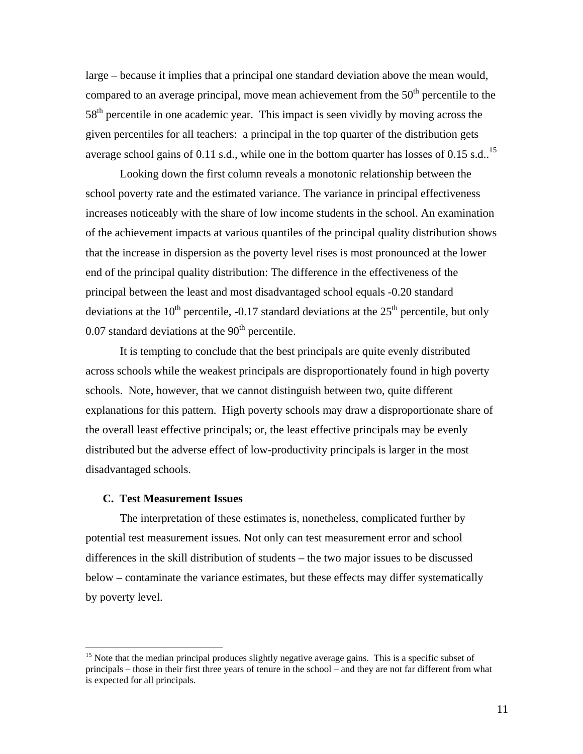large – because it implies that a principal one standard deviation above the mean would, compared to an average principal, move mean achievement from the 50th percentile to the 58th percentile in one academic year. This impact is seen vividly by moving across the given percentiles for all teachers: a principal in the top quarter of the distribution gets average school gains of 0.11 s.d., while one in the bottom quarter has losses of 0.15 s.d..[15]

Looking down the first column reveals a monotonic relationship between the school poverty rate and the estimated variance. The variance in principal effectiveness increases noticeably with the share of low income students in the school. An examination of the achievement impacts at various quantiles of the principal quality distribution shows that the increase in dispersion as the poverty level rises is most pronounced at the lower end of the principal quality distribution: The difference in the effectiveness of the principal between the least and most disadvantaged school equals -0.20 standard deviations at the 10th percentile, -0.17 standard deviations at the 25th percentile, but only 0.07 standard deviations at the 90th percentile.

It is tempting to conclude that the best principals are quite evenly distributed across schools while the weakest principals are disproportionately found in high poverty schools. Note, however, that we cannot distinguish between two, quite different explanations for this pattern. High poverty schools may draw a disproportionate share of the overall least effective principals; or, the least effective principals may be evenly distributed but the adverse effect of low-productivity principals is larger in the most disadvantaged schools.

### C. Test Measurement Issues

The interpretation of these estimates is, nonetheless, complicated further by potential test measurement issues. Not only can test measurement error and school differences in the skill distribution of students – the two major issues to be discussed below – contaminate the variance estimates, but these effects may differ systematically by poverty level.

---

[15] Note that the median principal produces slightly negative average gains. This is a specific subset of principals – those in their first three years of tenure in the school – and they are not far different from what is expected for all principals.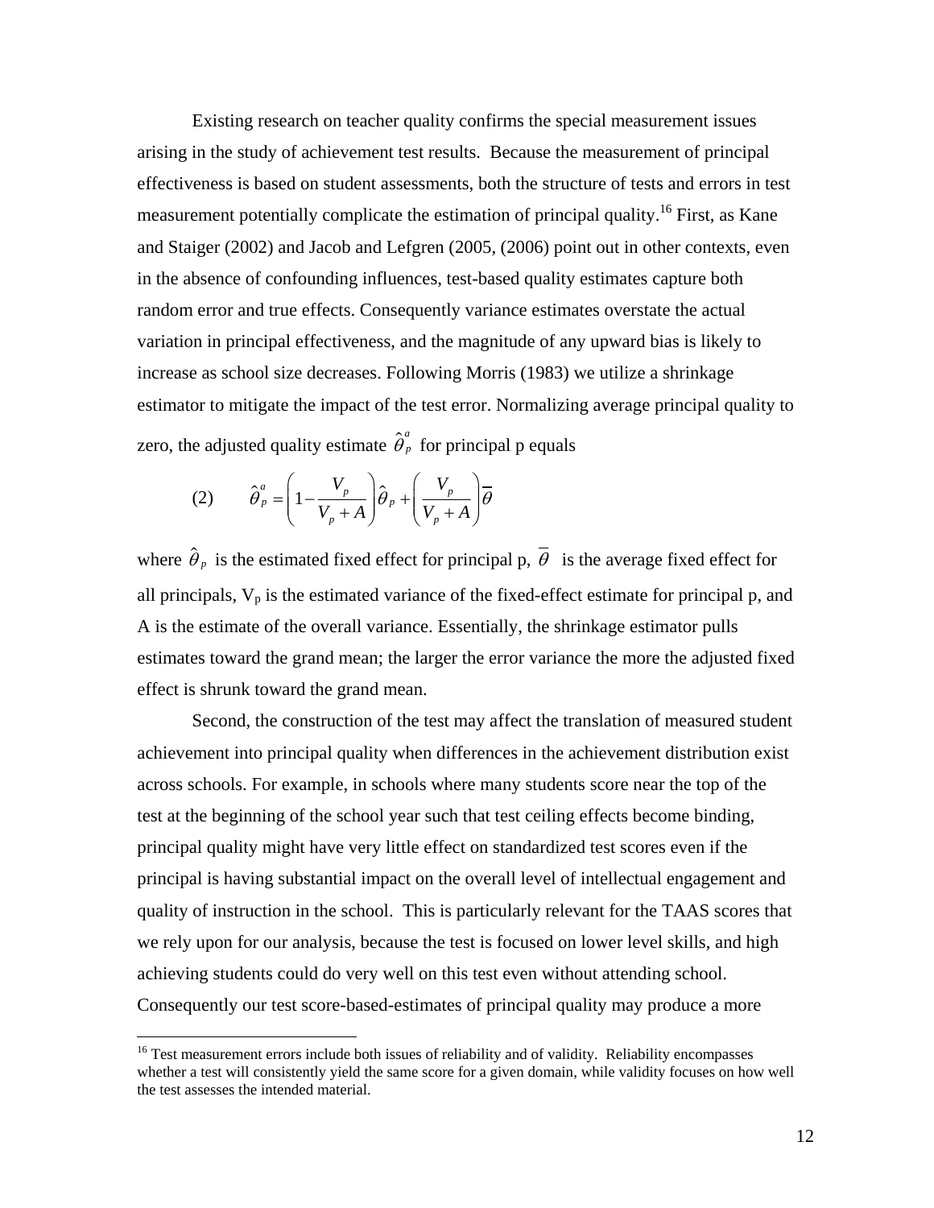Existing research on teacher quality confirms the special measurement issues arising in the study of achievement test results. Because the measurement of principal effectiveness is based on student assessments, both the structure of tests and errors in test measurement potentially complicate the estimation of principal quality.[16] First, as Kane and Staiger (2002) and Jacob and Lefgren (2005, (2006) point out in other contexts, even in the absence of confounding influences, test-based quality estimates capture both random error and true effects. Consequently variance estimates overstate the actual variation in principal effectiveness, and the magnitude of any upward bias is likely to increase as school size decreases. Following Morris (1983) we utilize a shrinkage estimator to mitigate the impact of the test error. Normalizing average principal quality to zero, the adjusted quality estimate $\hat{\theta}_p^a$ for principal p equals

$$\text{(2)} \qquad \hat{\theta}_p^a = \left(1 - \frac{V_p}{V_p + A}\right)\hat{\theta}_p + \left(\frac{V_p}{V_p + A}\right)\overline{\theta}$$

where $\hat{\theta}_p$ is the estimated fixed effect for principal p, $\overline{\theta}$ is the average fixed effect for all principals, $V_p$ is the estimated variance of the fixed-effect estimate for principal p, and A is the estimate of the overall variance. Essentially, the shrinkage estimator pulls estimates toward the grand mean; the larger the error variance the more the adjusted fixed effect is shrunk toward the grand mean.

Second, the construction of the test may affect the translation of measured student achievement into principal quality when differences in the achievement distribution exist across schools. For example, in schools where many students score near the top of the test at the beginning of the school year such that test ceiling effects become binding, principal quality might have very little effect on standardized test scores even if the principal is having substantial impact on the overall level of intellectual engagement and quality of instruction in the school. This is particularly relevant for the TAAS scores that we rely upon for our analysis, because the test is focused on lower level skills, and high achieving students could do very well on this test even without attending school. Consequently our test score-based-estimates of principal quality may produce a more

[16] Test measurement errors include both issues of reliability and of validity. Reliability encompasses whether a test will consistently yield the same score for a given domain, while validity focuses on how well the test assesses the intended material.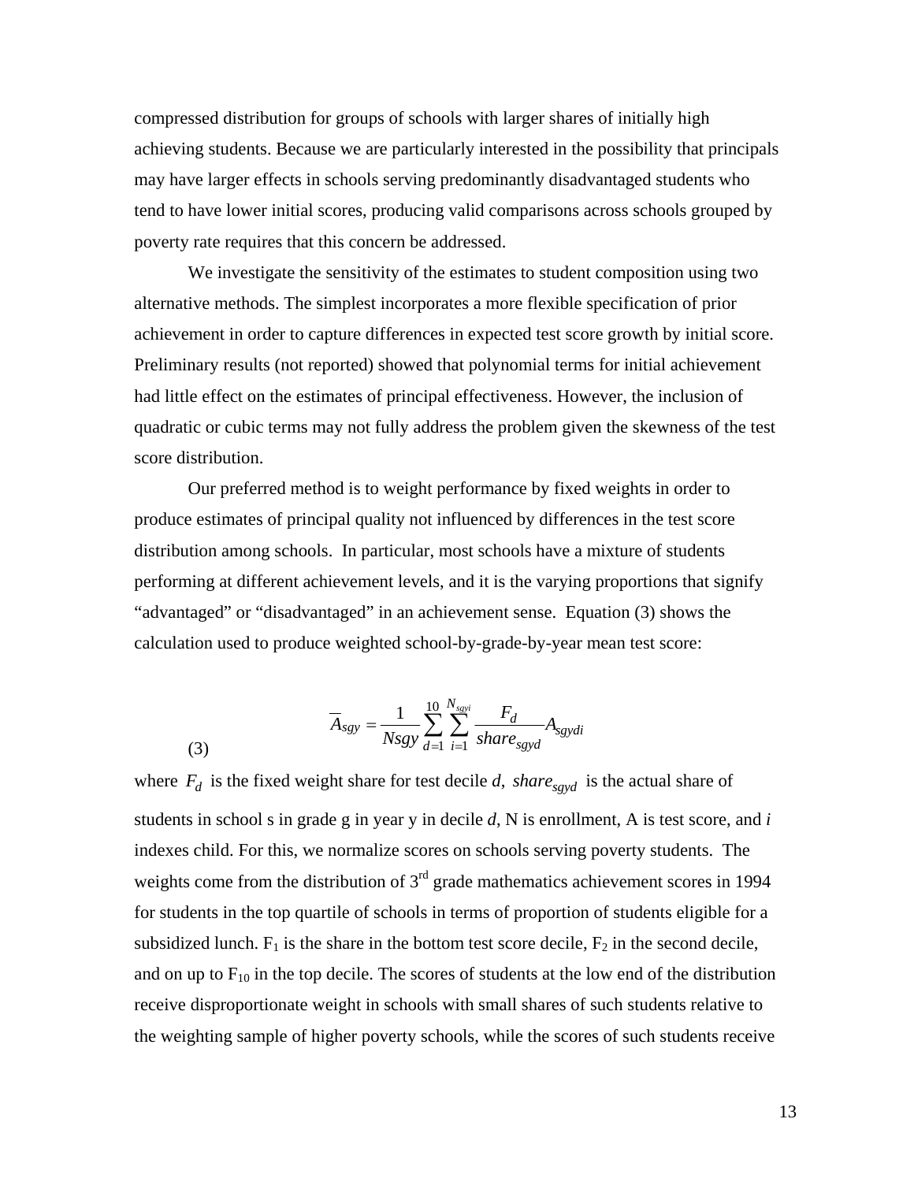compressed distribution for groups of schools with larger shares of initially high achieving students. Because we are particularly interested in the possibility that principals may have larger effects in schools serving predominantly disadvantaged students who tend to have lower initial scores, producing valid comparisons across schools grouped by poverty rate requires that this concern be addressed.

We investigate the sensitivity of the estimates to student composition using two alternative methods. The simplest incorporates a more flexible specification of prior achievement in order to capture differences in expected test score growth by initial score. Preliminary results (not reported) showed that polynomial terms for initial achievement had little effect on the estimates of principal effectiveness. However, the inclusion of quadratic or cubic terms may not fully address the problem given the skewness of the test score distribution.

Our preferred method is to weight performance by fixed weights in order to produce estimates of principal quality not influenced by differences in the test score distribution among schools. In particular, most schools have a mixture of students performing at different achievement levels, and it is the varying proportions that signify "advantaged" or "disadvantaged" in an achievement sense. Equation (3) shows the calculation used to produce weighted school-by-grade-by-year mean test score:

$$\overline{A}_{sgy} = \frac{1}{Nsgy} \sum_{d=1}^{10} \sum_{i=1}^{N_{sgyi}} \frac{F_d}{share_{sgyd}} A_{sgydi} \qquad (3)$$

where $F_d$ is the fixed weight share for test decile *d*, $share_{sgyd}$ is the actual share of students in school s in grade g in year y in decile *d*, N is enrollment, A is test score, and *i* indexes child. For this, we normalize scores on schools serving poverty students. The weights come from the distribution of 3rd grade mathematics achievement scores in 1994 for students in the top quartile of schools in terms of proportion of students eligible for a subsidized lunch. $F_1$ is the share in the bottom test score decile, $F_2$ in the second decile, and on up to $F_{10}$ in the top decile. The scores of students at the low end of the distribution receive disproportionate weight in schools with small shares of such students relative to the weighting sample of higher poverty schools, while the scores of such students receive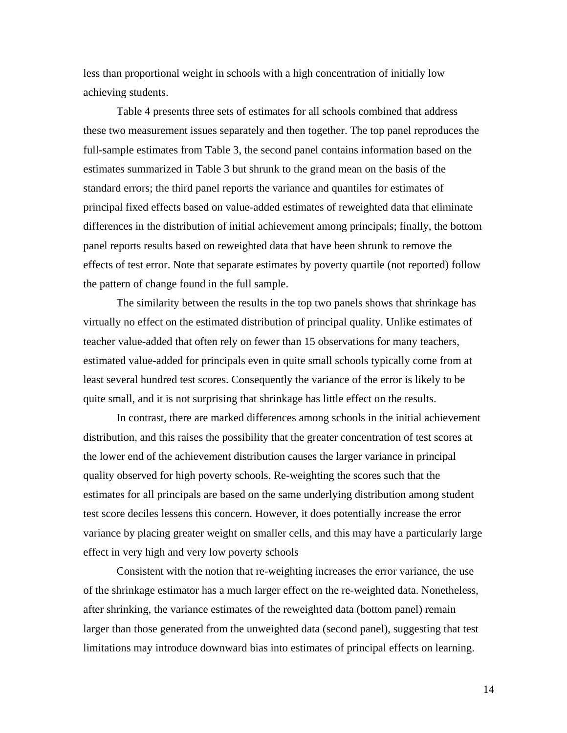less than proportional weight in schools with a high concentration of initially low achieving students.

Table 4 presents three sets of estimates for all schools combined that address these two measurement issues separately and then together. The top panel reproduces the full-sample estimates from Table 3, the second panel contains information based on the estimates summarized in Table 3 but shrunk to the grand mean on the basis of the standard errors; the third panel reports the variance and quantiles for estimates of principal fixed effects based on value-added estimates of reweighted data that eliminate differences in the distribution of initial achievement among principals; finally, the bottom panel reports results based on reweighted data that have been shrunk to remove the effects of test error. Note that separate estimates by poverty quartile (not reported) follow the pattern of change found in the full sample.

The similarity between the results in the top two panels shows that shrinkage has virtually no effect on the estimated distribution of principal quality. Unlike estimates of teacher value-added that often rely on fewer than 15 observations for many teachers, estimated value-added for principals even in quite small schools typically come from at least several hundred test scores. Consequently the variance of the error is likely to be quite small, and it is not surprising that shrinkage has little effect on the results.

In contrast, there are marked differences among schools in the initial achievement distribution, and this raises the possibility that the greater concentration of test scores at the lower end of the achievement distribution causes the larger variance in principal quality observed for high poverty schools. Re-weighting the scores such that the estimates for all principals are based on the same underlying distribution among student test score deciles lessens this concern. However, it does potentially increase the error variance by placing greater weight on smaller cells, and this may have a particularly large effect in very high and very low poverty schools

Consistent with the notion that re-weighting increases the error variance, the use of the shrinkage estimator has a much larger effect on the re-weighted data. Nonetheless, after shrinking, the variance estimates of the reweighted data (bottom panel) remain larger than those generated from the unweighted data (second panel), suggesting that test limitations may introduce downward bias into estimates of principal effects on learning.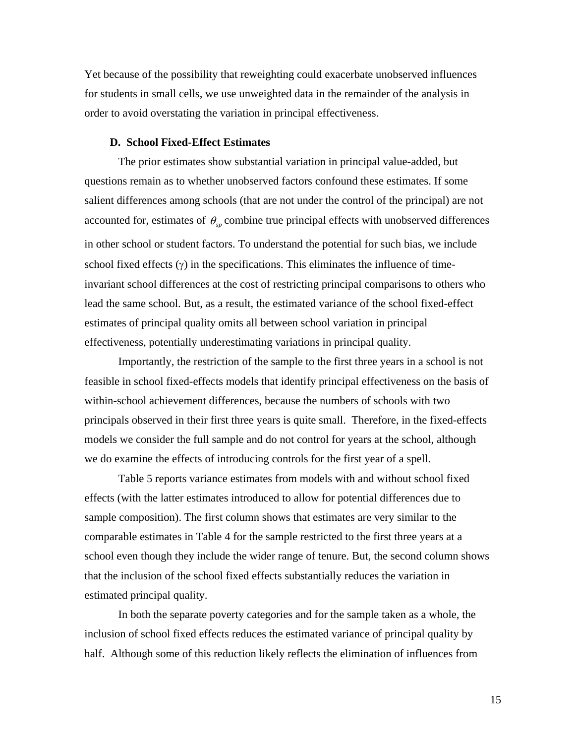Yet because of the possibility that reweighting could exacerbate unobserved influences for students in small cells, we use unweighted data in the remainder of the analysis in order to avoid overstating the variation in principal effectiveness.

### D. School Fixed-Effect Estimates

The prior estimates show substantial variation in principal value-added, but questions remain as to whether unobserved factors confound these estimates. If some salient differences among schools (that are not under the control of the principal) are not accounted for, estimates of $\theta_{sp}$ combine true principal effects with unobserved differences in other school or student factors. To understand the potential for such bias, we include school fixed effects ($\gamma$) in the specifications. This eliminates the influence of time-invariant school differences at the cost of restricting principal comparisons to others who lead the same school. But, as a result, the estimated variance of the school fixed-effect estimates of principal quality omits all between school variation in principal effectiveness, potentially underestimating variations in principal quality.

Importantly, the restriction of the sample to the first three years in a school is not feasible in school fixed-effects models that identify principal effectiveness on the basis of within-school achievement differences, because the numbers of schools with two principals observed in their first three years is quite small. Therefore, in the fixed-effects models we consider the full sample and do not control for years at the school, although we do examine the effects of introducing controls for the first year of a spell.

Table 5 reports variance estimates from models with and without school fixed effects (with the latter estimates introduced to allow for potential differences due to sample composition). The first column shows that estimates are very similar to the comparable estimates in Table 4 for the sample restricted to the first three years at a school even though they include the wider range of tenure. But, the second column shows that the inclusion of the school fixed effects substantially reduces the variation in estimated principal quality.

In both the separate poverty categories and for the sample taken as a whole, the inclusion of school fixed effects reduces the estimated variance of principal quality by half. Although some of this reduction likely reflects the elimination of influences from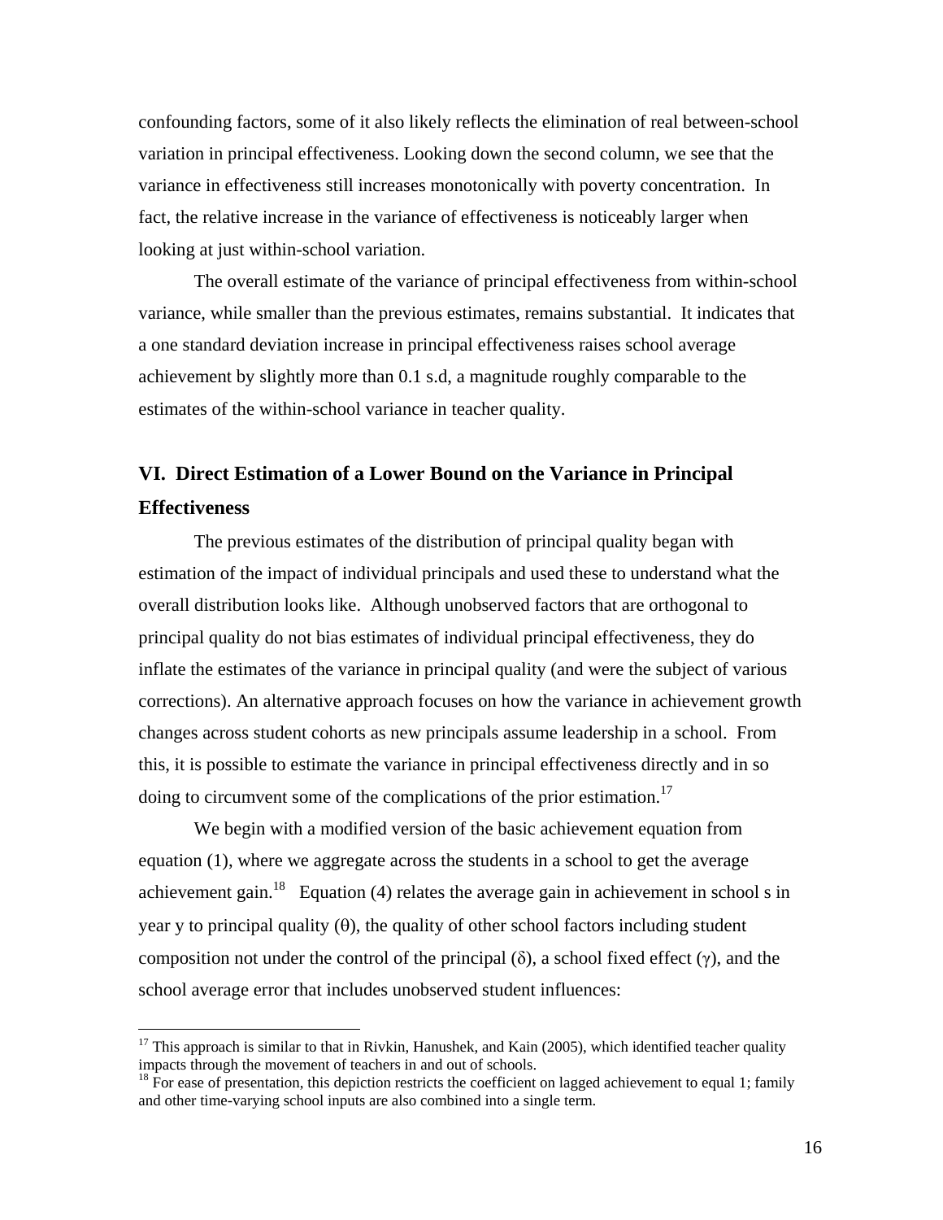confounding factors, some of it also likely reflects the elimination of real between-school variation in principal effectiveness. Looking down the second column, we see that the variance in effectiveness still increases monotonically with poverty concentration. In fact, the relative increase in the variance of effectiveness is noticeably larger when looking at just within-school variation.

The overall estimate of the variance of principal effectiveness from within-school variance, while smaller than the previous estimates, remains substantial. It indicates that a one standard deviation increase in principal effectiveness raises school average achievement by slightly more than 0.1 s.d, a magnitude roughly comparable to the estimates of the within-school variance in teacher quality.

## VI. Direct Estimation of a Lower Bound on the Variance in Principal Effectiveness

The previous estimates of the distribution of principal quality began with estimation of the impact of individual principals and used these to understand what the overall distribution looks like. Although unobserved factors that are orthogonal to principal quality do not bias estimates of individual principal effectiveness, they do inflate the estimates of the variance in principal quality (and were the subject of various corrections). An alternative approach focuses on how the variance in achievement growth changes across student cohorts as new principals assume leadership in a school. From this, it is possible to estimate the variance in principal effectiveness directly and in so doing to circumvent some of the complications of the prior estimation.[17]

We begin with a modified version of the basic achievement equation from equation (1), where we aggregate across the students in a school to get the average achievement gain.[18] Equation (4) relates the average gain in achievement in school s in year y to principal quality ($\theta$), the quality of other school factors including student composition not under the control of the principal ($\delta$), a school fixed effect ($\gamma$), and the school average error that includes unobserved student influences:

---

[17] This approach is similar to that in Rivkin, Hanushek, and Kain (2005), which identified teacher quality impacts through the movement of teachers in and out of schools.

[18] For ease of presentation, this depiction restricts the coefficient on lagged achievement to equal 1; family and other time-varying school inputs are also combined into a single term.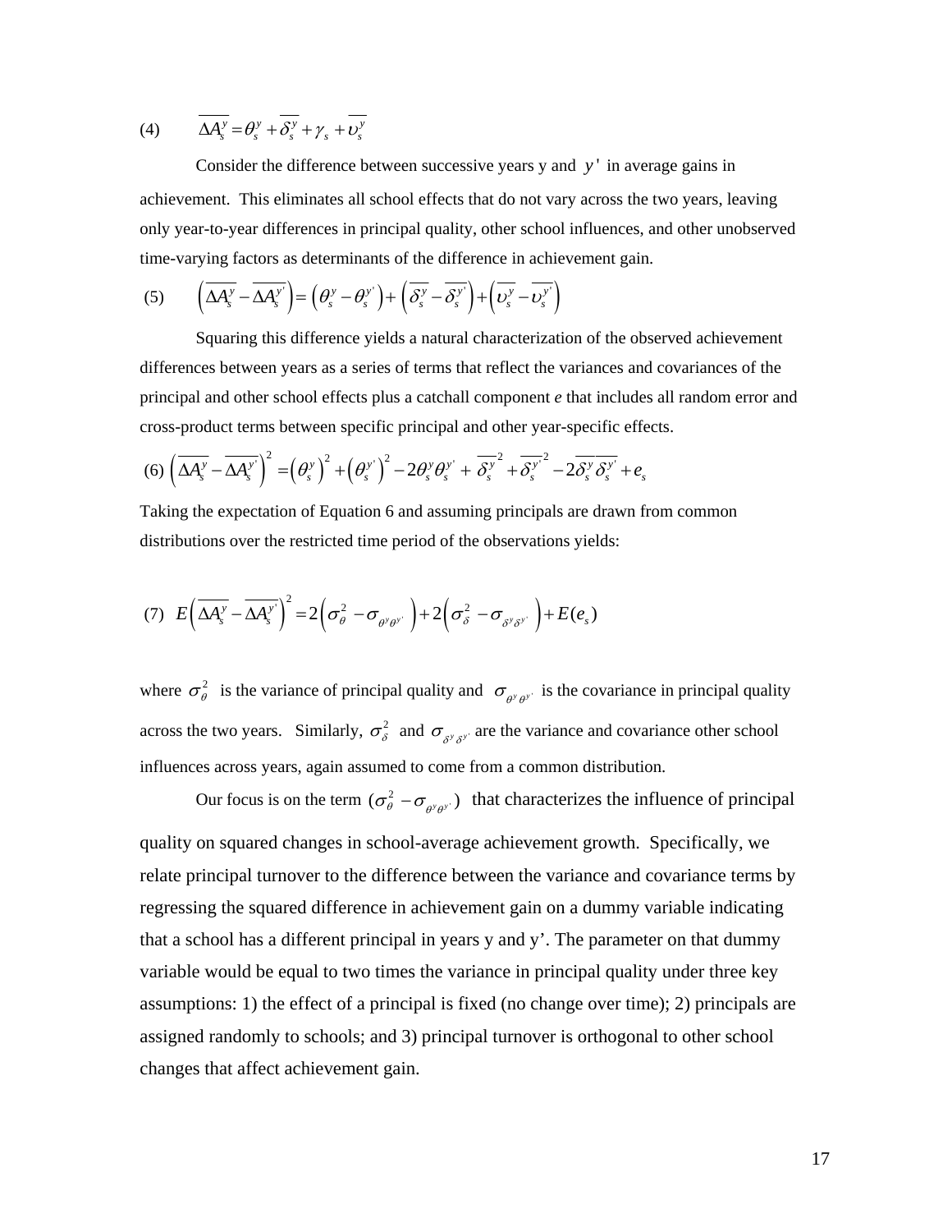(4) $$\overline{\Delta A_s^y} = \theta_s^y + \overline{\delta_s^y} + \gamma_s + \overline{\upsilon_s^y}$$

Consider the difference between successive years y and $y'$ in average gains in achievement. This eliminates all school effects that do not vary across the two years, leaving only year-to-year differences in principal quality, other school influences, and other unobserved time-varying factors as determinants of the difference in achievement gain.

(5) $$\left(\overline{\Delta A_s^y} - \overline{\Delta A_s^{y'}}\right) = \left(\theta_s^y - \theta_s^{y'}\right) + \left(\overline{\delta_s^y} - \overline{\delta_s^{y'}}\right) + \left(\overline{\upsilon_s^y} - \overline{\upsilon_s^{y'}}\right)$$

Squaring this difference yields a natural characterization of the observed achievement differences between years as a series of terms that reflect the variances and covariances of the principal and other school effects plus a catchall component *e* that includes all random error and cross-product terms between specific principal and other year-specific effects.

(6) $$\left(\overline{\Delta A_s^y} - \overline{\Delta A_s^{y'}}\right)^2 = \left(\theta_s^y\right)^2 + \left(\theta_s^{y'}\right)^2 - 2\theta_s^y\theta_s^{y'} + \overline{\delta_s^y}^2 + \overline{\delta_s^{y'}}^2 - 2\overline{\delta_s^y}\,\overline{\delta_s^{y'}} + e_s$$

Taking the expectation of Equation 6 and assuming principals are drawn from common distributions over the restricted time period of the observations yields:

(7) $$E\left(\overline{\Delta A_s^y} - \overline{\Delta A_s^{y'}}\right)^2 = 2\left(\sigma_\theta^2 - \sigma_{\theta^y\theta^{y'}}\right) + 2\left(\sigma_\delta^2 - \sigma_{\delta^y\delta^{y'}}\right) + E(e_s)$$

where $\sigma_\theta^2$ is the variance of principal quality and $\sigma_{\theta^y\theta^{y'}}$ is the covariance in principal quality across the two years. Similarly, $\sigma_\delta^2$ and $\sigma_{\delta^y\delta^{y'}}$ are the variance and covariance other school influences across years, again assumed to come from a common distribution.

Our focus is on the term $(\sigma_\theta^2 - \sigma_{\theta^y\theta^{y'}})$ that characterizes the influence of principal quality on squared changes in school-average achievement growth. Specifically, we relate principal turnover to the difference between the variance and covariance terms by regressing the squared difference in achievement gain on a dummy variable indicating that a school has a different principal in years y and y'. The parameter on that dummy variable would be equal to two times the variance in principal quality under three key assumptions: 1) the effect of a principal is fixed (no change over time); 2) principals are assigned randomly to schools; and 3) principal turnover is orthogonal to other school changes that affect achievement gain.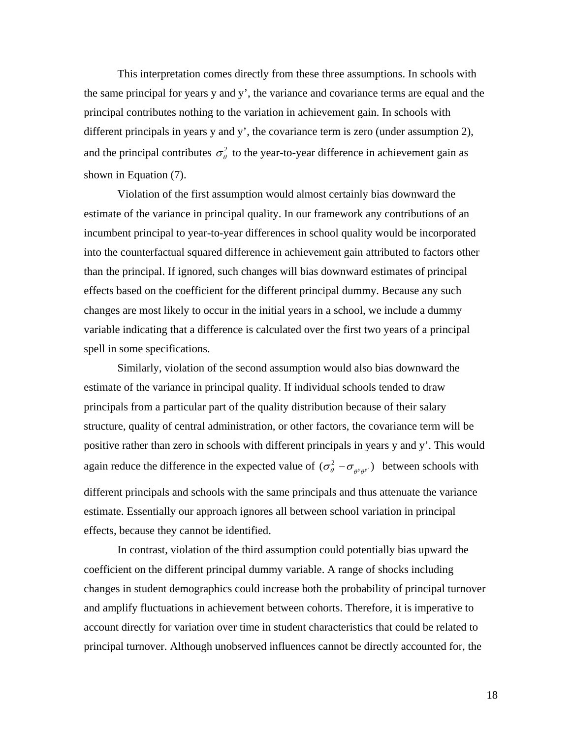This interpretation comes directly from these three assumptions. In schools with the same principal for years y and y', the variance and covariance terms are equal and the principal contributes nothing to the variation in achievement gain. In schools with different principals in years y and y', the covariance term is zero (under assumption 2), and the principal contributes $\sigma_\theta^2$ to the year-to-year difference in achievement gain as shown in Equation (7).

Violation of the first assumption would almost certainly bias downward the estimate of the variance in principal quality. In our framework any contributions of an incumbent principal to year-to-year differences in school quality would be incorporated into the counterfactual squared difference in achievement gain attributed to factors other than the principal. If ignored, such changes will bias downward estimates of principal effects based on the coefficient for the different principal dummy. Because any such changes are most likely to occur in the initial years in a school, we include a dummy variable indicating that a difference is calculated over the first two years of a principal spell in some specifications.

Similarly, violation of the second assumption would also bias downward the estimate of the variance in principal quality. If individual schools tended to draw principals from a particular part of the quality distribution because of their salary structure, quality of central administration, or other factors, the covariance term will be positive rather than zero in schools with different principals in years y and y'. This would again reduce the difference in the expected value of $(\sigma_\theta^2 - \sigma_{\theta^y \theta^{y'}})$ between schools with different principals and schools with the same principals and thus attenuate the variance estimate. Essentially our approach ignores all between school variation in principal effects, because they cannot be identified.

In contrast, violation of the third assumption could potentially bias upward the coefficient on the different principal dummy variable. A range of shocks including changes in student demographics could increase both the probability of principal turnover and amplify fluctuations in achievement between cohorts. Therefore, it is imperative to account directly for variation over time in student characteristics that could be related to principal turnover. Although unobserved influences cannot be directly accounted for, the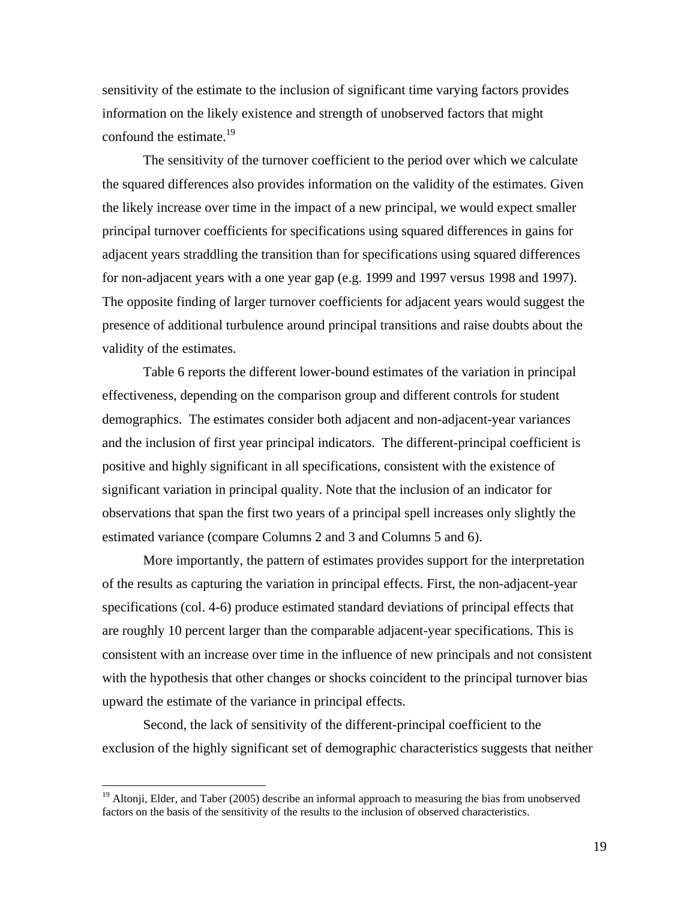sensitivity of the estimate to the inclusion of significant time varying factors provides information on the likely existence and strength of unobserved factors that might confound the estimate.[19]

The sensitivity of the turnover coefficient to the period over which we calculate the squared differences also provides information on the validity of the estimates. Given the likely increase over time in the impact of a new principal, we would expect smaller principal turnover coefficients for specifications using squared differences in gains for adjacent years straddling the transition than for specifications using squared differences for non-adjacent years with a one year gap (e.g. 1999 and 1997 versus 1998 and 1997). The opposite finding of larger turnover coefficients for adjacent years would suggest the presence of additional turbulence around principal transitions and raise doubts about the validity of the estimates.

Table 6 reports the different lower-bound estimates of the variation in principal effectiveness, depending on the comparison group and different controls for student demographics. The estimates consider both adjacent and non-adjacent-year variances and the inclusion of first year principal indicators. The different-principal coefficient is positive and highly significant in all specifications, consistent with the existence of significant variation in principal quality. Note that the inclusion of an indicator for observations that span the first two years of a principal spell increases only slightly the estimated variance (compare Columns 2 and 3 and Columns 5 and 6).

More importantly, the pattern of estimates provides support for the interpretation of the results as capturing the variation in principal effects. First, the non-adjacent-year specifications (col. 4-6) produce estimated standard deviations of principal effects that are roughly 10 percent larger than the comparable adjacent-year specifications. This is consistent with an increase over time in the influence of new principals and not consistent with the hypothesis that other changes or shocks coincident to the principal turnover bias upward the estimate of the variance in principal effects.

Second, the lack of sensitivity of the different-principal coefficient to the exclusion of the highly significant set of demographic characteristics suggests that neither

[19] Altonji, Elder, and Taber (2005) describe an informal approach to measuring the bias from unobserved factors on the basis of the sensitivity of the results to the inclusion of observed characteristics.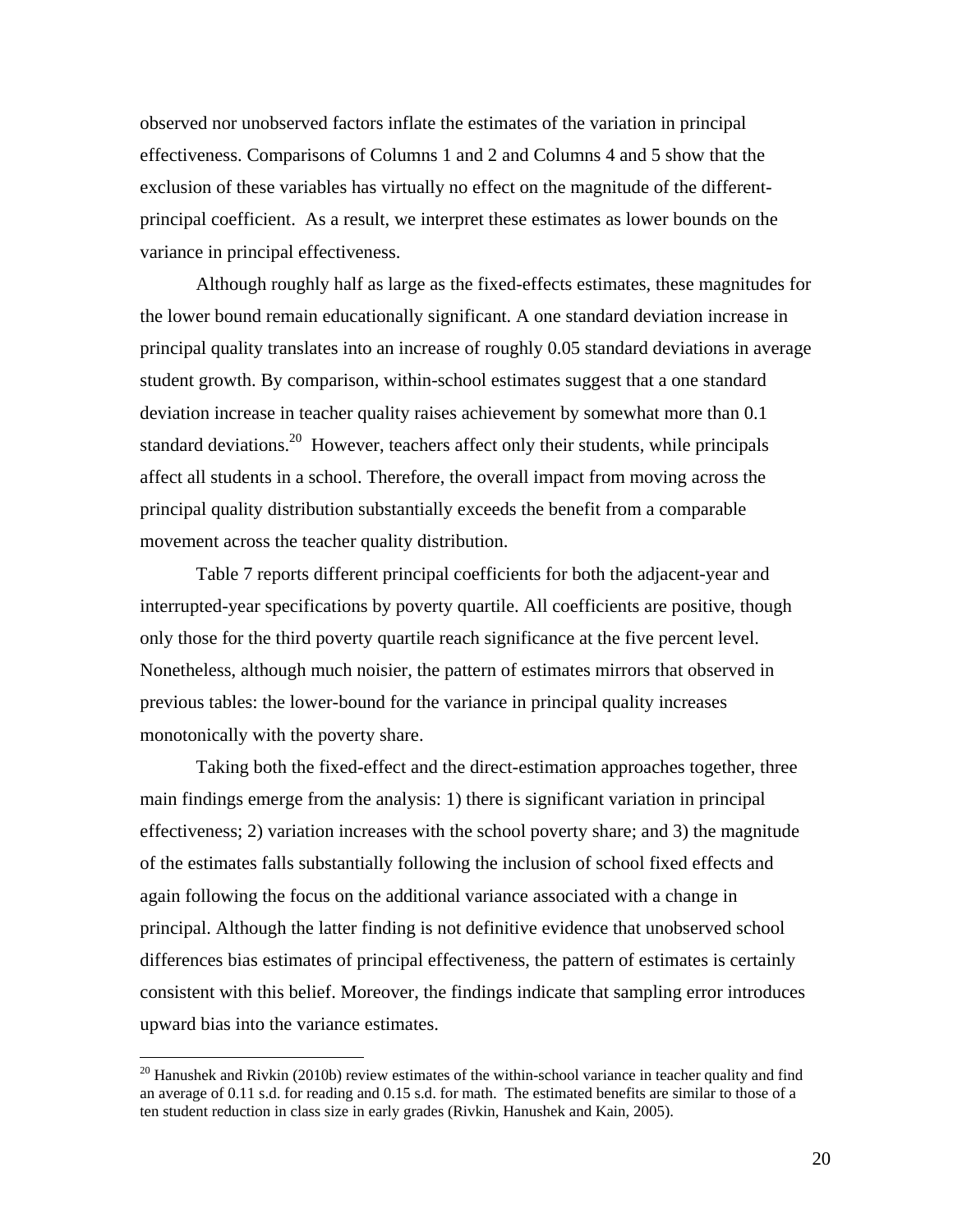observed nor unobserved factors inflate the estimates of the variation in principal effectiveness. Comparisons of Columns 1 and 2 and Columns 4 and 5 show that the exclusion of these variables has virtually no effect on the magnitude of the different-principal coefficient. As a result, we interpret these estimates as lower bounds on the variance in principal effectiveness.

Although roughly half as large as the fixed-effects estimates, these magnitudes for the lower bound remain educationally significant. A one standard deviation increase in principal quality translates into an increase of roughly 0.05 standard deviations in average student growth. By comparison, within-school estimates suggest that a one standard deviation increase in teacher quality raises achievement by somewhat more than 0.1 standard deviations.[20] However, teachers affect only their students, while principals affect all students in a school. Therefore, the overall impact from moving across the principal quality distribution substantially exceeds the benefit from a comparable movement across the teacher quality distribution.

Table 7 reports different principal coefficients for both the adjacent-year and interrupted-year specifications by poverty quartile. All coefficients are positive, though only those for the third poverty quartile reach significance at the five percent level. Nonetheless, although much noisier, the pattern of estimates mirrors that observed in previous tables: the lower-bound for the variance in principal quality increases monotonically with the poverty share.

Taking both the fixed-effect and the direct-estimation approaches together, three main findings emerge from the analysis: 1) there is significant variation in principal effectiveness; 2) variation increases with the school poverty share; and 3) the magnitude of the estimates falls substantially following the inclusion of school fixed effects and again following the focus on the additional variance associated with a change in principal. Although the latter finding is not definitive evidence that unobserved school differences bias estimates of principal effectiveness, the pattern of estimates is certainly consistent with this belief. Moreover, the findings indicate that sampling error introduces upward bias into the variance estimates.

[20] Hanushek and Rivkin (2010b) review estimates of the within-school variance in teacher quality and find an average of 0.11 s.d. for reading and 0.15 s.d. for math. The estimated benefits are similar to those of a ten student reduction in class size in early grades (Rivkin, Hanushek and Kain, 2005).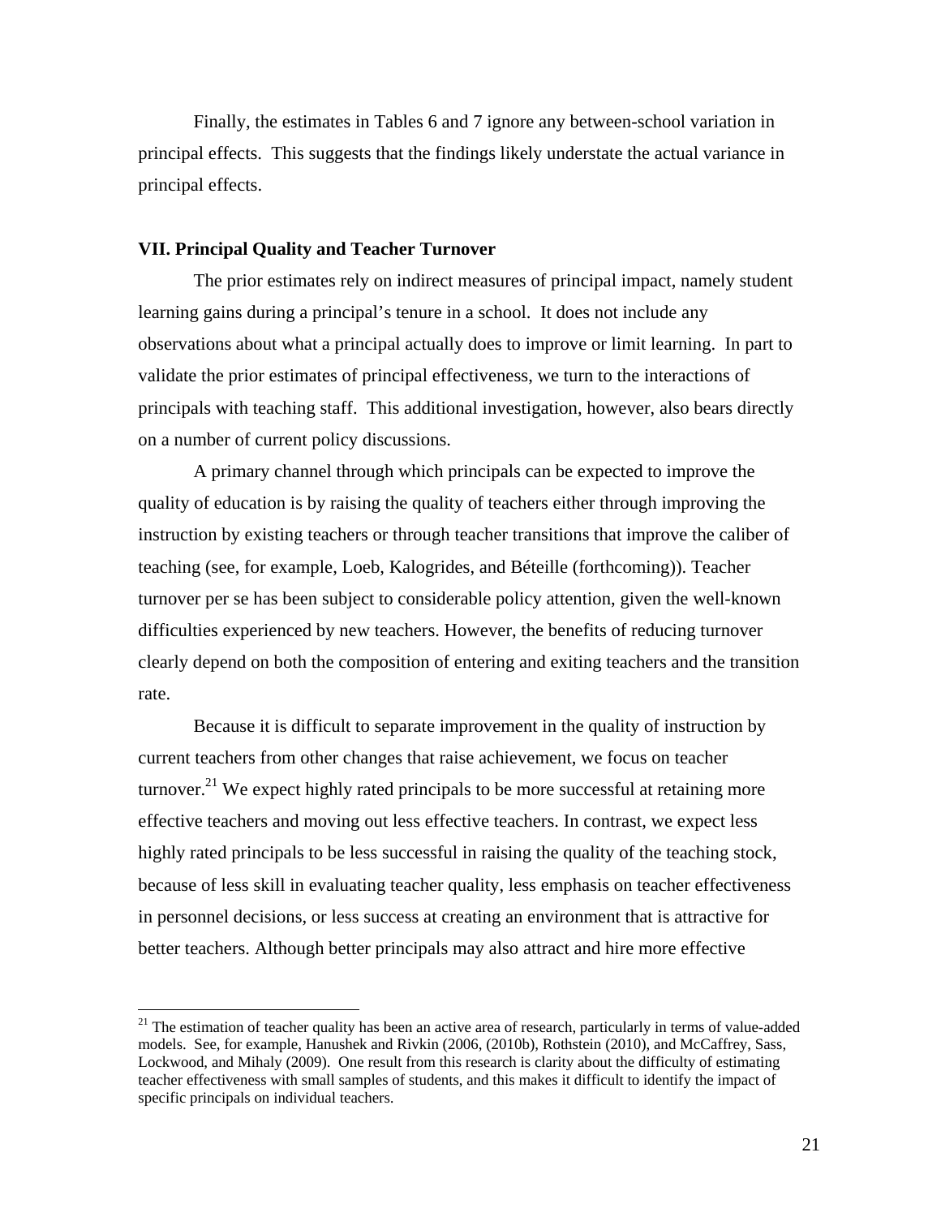Finally, the estimates in Tables 6 and 7 ignore any between-school variation in principal effects. This suggests that the findings likely understate the actual variance in principal effects.

## VII. Principal Quality and Teacher Turnover

The prior estimates rely on indirect measures of principal impact, namely student learning gains during a principal's tenure in a school. It does not include any observations about what a principal actually does to improve or limit learning. In part to validate the prior estimates of principal effectiveness, we turn to the interactions of principals with teaching staff. This additional investigation, however, also bears directly on a number of current policy discussions.

A primary channel through which principals can be expected to improve the quality of education is by raising the quality of teachers either through improving the instruction by existing teachers or through teacher transitions that improve the caliber of teaching (see, for example, Loeb, Kalogrides, and Béteille (forthcoming)). Teacher turnover per se has been subject to considerable policy attention, given the well-known difficulties experienced by new teachers. However, the benefits of reducing turnover clearly depend on both the composition of entering and exiting teachers and the transition rate.

Because it is difficult to separate improvement in the quality of instruction by current teachers from other changes that raise achievement, we focus on teacher turnover.[21] We expect highly rated principals to be more successful at retaining more effective teachers and moving out less effective teachers. In contrast, we expect less highly rated principals to be less successful in raising the quality of the teaching stock, because of less skill in evaluating teacher quality, less emphasis on teacher effectiveness in personnel decisions, or less success at creating an environment that is attractive for better teachers. Although better principals may also attract and hire more effective

[21] The estimation of teacher quality has been an active area of research, particularly in terms of value-added models. See, for example, Hanushek and Rivkin (2006, (2010b), Rothstein (2010), and McCaffrey, Sass, Lockwood, and Mihaly (2009). One result from this research is clarity about the difficulty of estimating teacher effectiveness with small samples of students, and this makes it difficult to identify the impact of specific principals on individual teachers.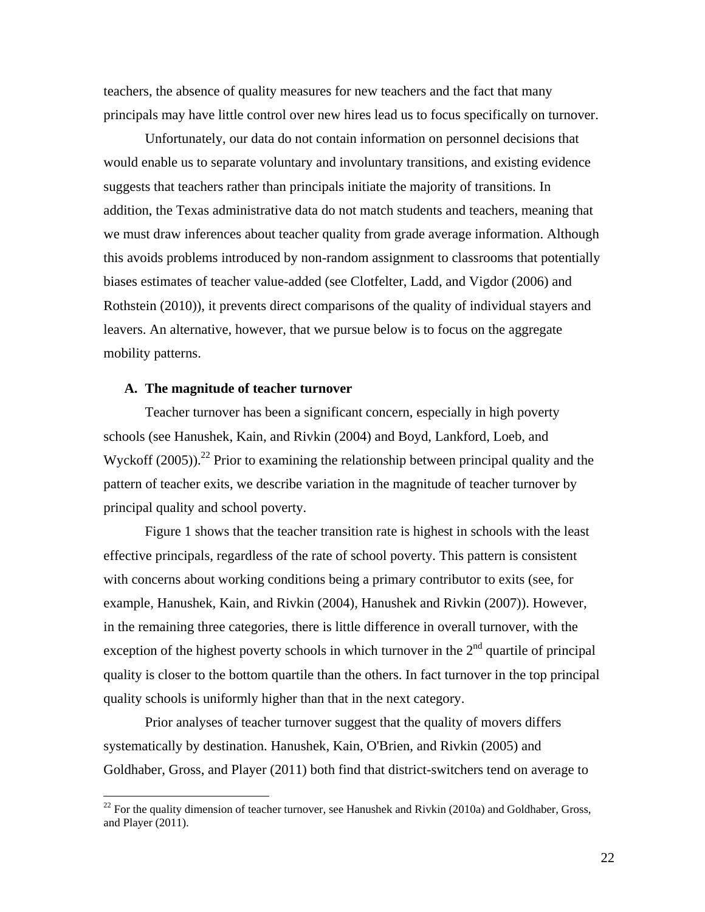teachers, the absence of quality measures for new teachers and the fact that many principals may have little control over new hires lead us to focus specifically on turnover.

Unfortunately, our data do not contain information on personnel decisions that would enable us to separate voluntary and involuntary transitions, and existing evidence suggests that teachers rather than principals initiate the majority of transitions. In addition, the Texas administrative data do not match students and teachers, meaning that we must draw inferences about teacher quality from grade average information. Although this avoids problems introduced by non-random assignment to classrooms that potentially biases estimates of teacher value-added (see Clotfelter, Ladd, and Vigdor (2006) and Rothstein (2010)), it prevents direct comparisons of the quality of individual stayers and leavers. An alternative, however, that we pursue below is to focus on the aggregate mobility patterns.

### A. The magnitude of teacher turnover

Teacher turnover has been a significant concern, especially in high poverty schools (see Hanushek, Kain, and Rivkin (2004) and Boyd, Lankford, Loeb, and Wyckoff (2005)).[22] Prior to examining the relationship between principal quality and the pattern of teacher exits, we describe variation in the magnitude of teacher turnover by principal quality and school poverty.

Figure 1 shows that the teacher transition rate is highest in schools with the least effective principals, regardless of the rate of school poverty. This pattern is consistent with concerns about working conditions being a primary contributor to exits (see, for example, Hanushek, Kain, and Rivkin (2004), Hanushek and Rivkin (2007)). However, in the remaining three categories, there is little difference in overall turnover, with the exception of the highest poverty schools in which turnover in the 2nd quartile of principal quality is closer to the bottom quartile than the others. In fact turnover in the top principal quality schools is uniformly higher than that in the next category.

Prior analyses of teacher turnover suggest that the quality of movers differs systematically by destination. Hanushek, Kain, O'Brien, and Rivkin (2005) and Goldhaber, Gross, and Player (2011) both find that district-switchers tend on average to

[22] For the quality dimension of teacher turnover, see Hanushek and Rivkin (2010a) and Goldhaber, Gross, and Player (2011).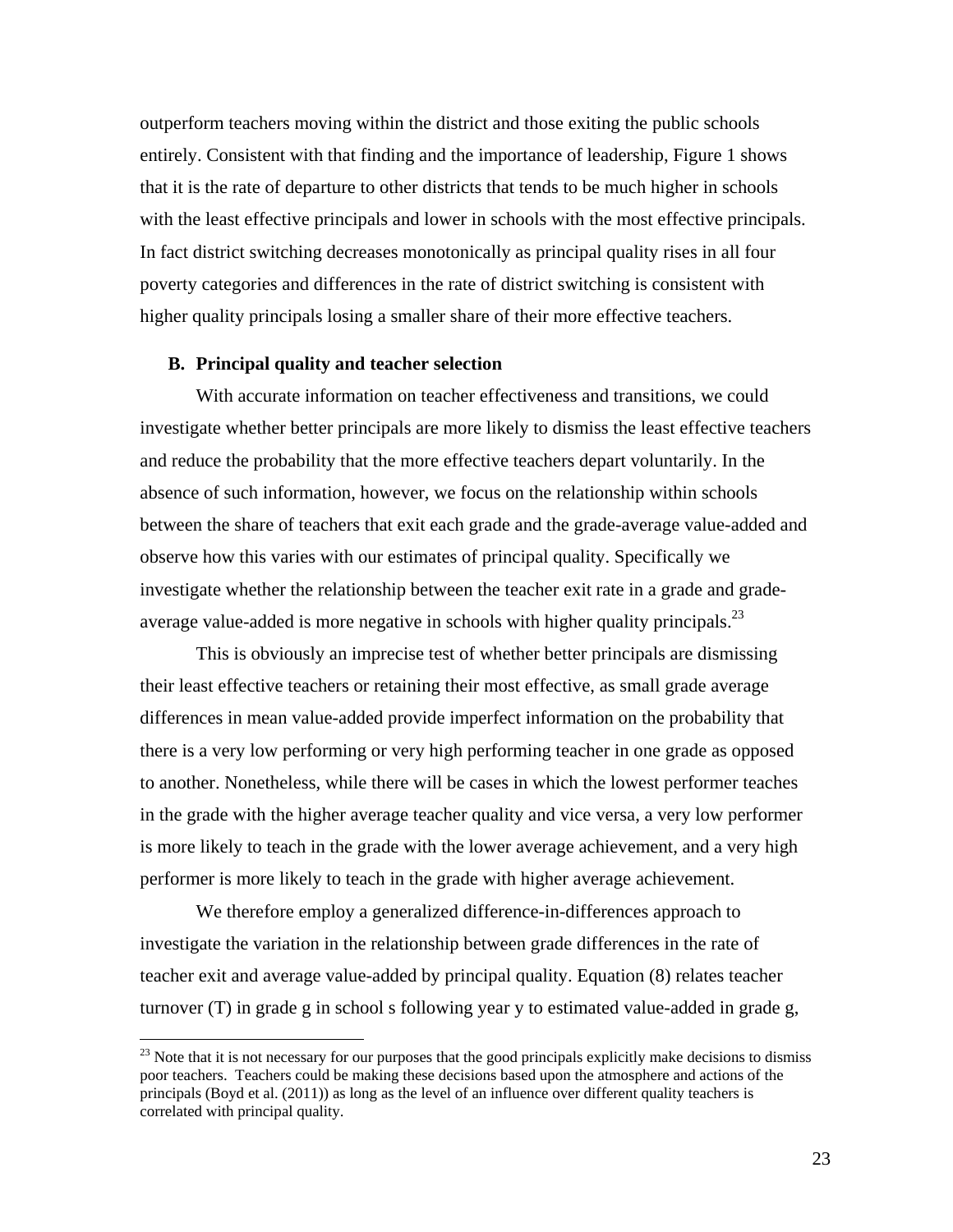outperform teachers moving within the district and those exiting the public schools entirely. Consistent with that finding and the importance of leadership, Figure 1 shows that it is the rate of departure to other districts that tends to be much higher in schools with the least effective principals and lower in schools with the most effective principals. In fact district switching decreases monotonically as principal quality rises in all four poverty categories and differences in the rate of district switching is consistent with higher quality principals losing a smaller share of their more effective teachers.

### B. Principal quality and teacher selection

With accurate information on teacher effectiveness and transitions, we could investigate whether better principals are more likely to dismiss the least effective teachers and reduce the probability that the more effective teachers depart voluntarily. In the absence of such information, however, we focus on the relationship within schools between the share of teachers that exit each grade and the grade-average value-added and observe how this varies with our estimates of principal quality. Specifically we investigate whether the relationship between the teacher exit rate in a grade and grade-average value-added is more negative in schools with higher quality principals.[23]

This is obviously an imprecise test of whether better principals are dismissing their least effective teachers or retaining their most effective, as small grade average differences in mean value-added provide imperfect information on the probability that there is a very low performing or very high performing teacher in one grade as opposed to another. Nonetheless, while there will be cases in which the lowest performer teaches in the grade with the higher average teacher quality and vice versa, a very low performer is more likely to teach in the grade with the lower average achievement, and a very high performer is more likely to teach in the grade with higher average achievement.

We therefore employ a generalized difference-in-differences approach to investigate the variation in the relationship between grade differences in the rate of teacher exit and average value-added by principal quality. Equation (8) relates teacher turnover (T) in grade g in school s following year y to estimated value-added in grade g,

---

[23] Note that it is not necessary for our purposes that the good principals explicitly make decisions to dismiss poor teachers. Teachers could be making these decisions based upon the atmosphere and actions of the principals (Boyd et al. (2011)) as long as the level of an influence over different quality teachers is correlated with principal quality.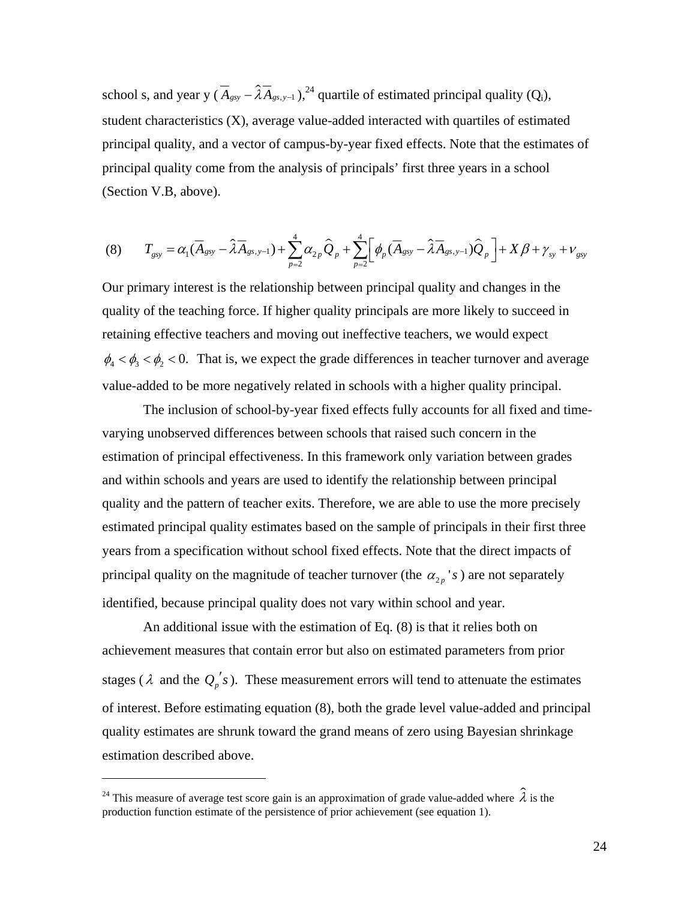school s, and year y ($\overline{A}_{gsy} - \hat{\lambda}\overline{A}_{gs,y-1}$),[24] quartile of estimated principal quality ($Q_i$), student characteristics (X), average value-added interacted with quartiles of estimated principal quality, and a vector of campus-by-year fixed effects. Note that the estimates of principal quality come from the analysis of principals' first three years in a school (Section V.B, above).

$$(8) \qquad T_{gsy} = \alpha_1(\overline{A}_{gsy} - \hat{\lambda}\overline{A}_{gs,y-1}) + \sum_{p=2}^{4}\alpha_{2p}\widehat{Q}_p + \sum_{p=2}^{4}\left[\phi_p(\overline{A}_{gsy} - \hat{\lambda}\overline{A}_{gs,y-1})\widehat{Q}_p\right] + X\beta + \gamma_{sy} + \nu_{gsy}$$

Our primary interest is the relationship between principal quality and changes in the quality of the teaching force. If higher quality principals are more likely to succeed in retaining effective teachers and moving out ineffective teachers, we would expect $\phi_4 < \phi_3 < \phi_2 < 0$. That is, we expect the grade differences in teacher turnover and average value-added to be more negatively related in schools with a higher quality principal.

The inclusion of school-by-year fixed effects fully accounts for all fixed and time-varying unobserved differences between schools that raised such concern in the estimation of principal effectiveness. In this framework only variation between grades and within schools and years are used to identify the relationship between principal quality and the pattern of teacher exits. Therefore, we are able to use the more precisely estimated principal quality estimates based on the sample of principals in their first three years from a specification without school fixed effects. Note that the direct impacts of principal quality on the magnitude of teacher turnover (the $\alpha_{2p}$'s) are not separately identified, because principal quality does not vary within school and year.

An additional issue with the estimation of Eq. (8) is that it relies both on achievement measures that contain error but also on estimated parameters from prior stages ($\lambda$ and the $Q_p'$s). These measurement errors will tend to attenuate the estimates of interest. Before estimating equation (8), both the grade level value-added and principal quality estimates are shrunk toward the grand means of zero using Bayesian shrinkage estimation described above.

---

[24] This measure of average test score gain is an approximation of grade value-added where $\hat{\lambda}$ is the production function estimate of the persistence of prior achievement (see equation 1).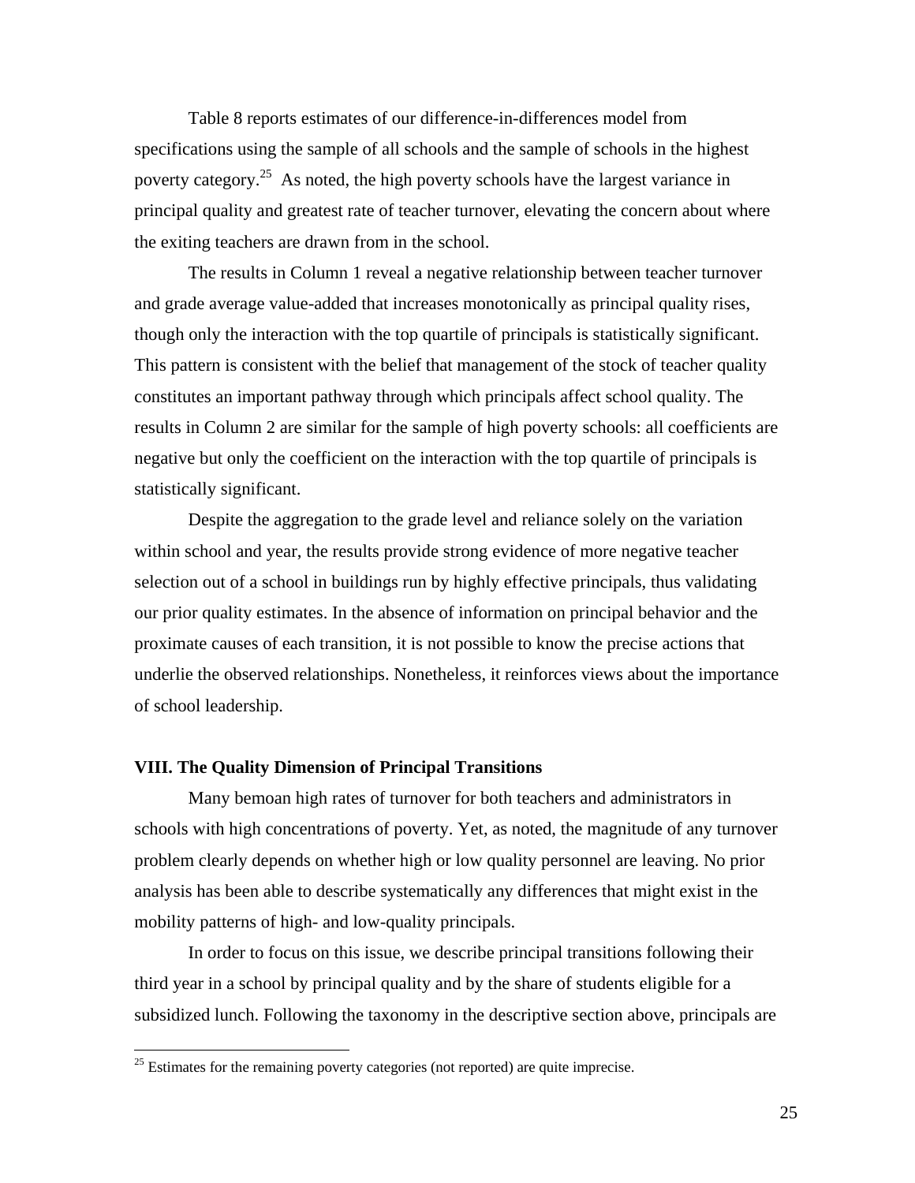Table 8 reports estimates of our difference-in-differences model from specifications using the sample of all schools and the sample of schools in the highest poverty category.[25] As noted, the high poverty schools have the largest variance in principal quality and greatest rate of teacher turnover, elevating the concern about where the exiting teachers are drawn from in the school.

The results in Column 1 reveal a negative relationship between teacher turnover and grade average value-added that increases monotonically as principal quality rises, though only the interaction with the top quartile of principals is statistically significant. This pattern is consistent with the belief that management of the stock of teacher quality constitutes an important pathway through which principals affect school quality. The results in Column 2 are similar for the sample of high poverty schools: all coefficients are negative but only the coefficient on the interaction with the top quartile of principals is statistically significant.

Despite the aggregation to the grade level and reliance solely on the variation within school and year, the results provide strong evidence of more negative teacher selection out of a school in buildings run by highly effective principals, thus validating our prior quality estimates. In the absence of information on principal behavior and the proximate causes of each transition, it is not possible to know the precise actions that underlie the observed relationships. Nonetheless, it reinforces views about the importance of school leadership.

## VIII. The Quality Dimension of Principal Transitions

Many bemoan high rates of turnover for both teachers and administrators in schools with high concentrations of poverty. Yet, as noted, the magnitude of any turnover problem clearly depends on whether high or low quality personnel are leaving. No prior analysis has been able to describe systematically any differences that might exist in the mobility patterns of high- and low-quality principals.

In order to focus on this issue, we describe principal transitions following their third year in a school by principal quality and by the share of students eligible for a subsidized lunch. Following the taxonomy in the descriptive section above, principals are

[25] Estimates for the remaining poverty categories (not reported) are quite imprecise.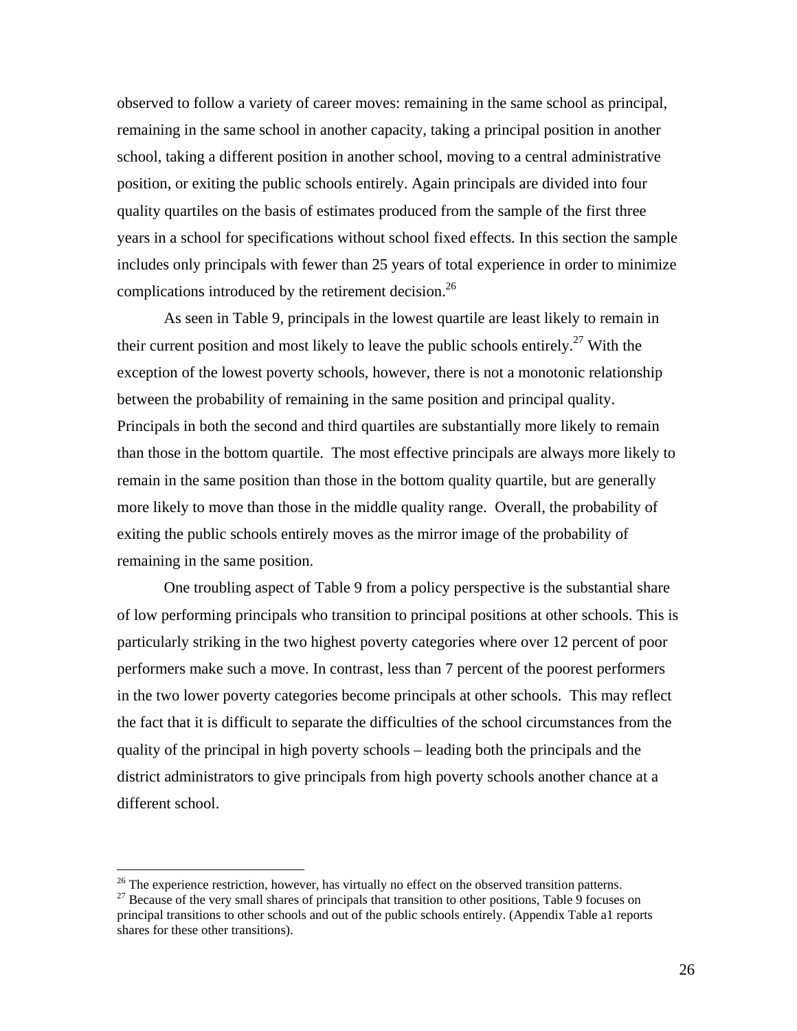observed to follow a variety of career moves: remaining in the same school as principal, remaining in the same school in another capacity, taking a principal position in another school, taking a different position in another school, moving to a central administrative position, or exiting the public schools entirely. Again principals are divided into four quality quartiles on the basis of estimates produced from the sample of the first three years in a school for specifications without school fixed effects. In this section the sample includes only principals with fewer than 25 years of total experience in order to minimize complications introduced by the retirement decision.[26]

As seen in Table 9, principals in the lowest quartile are least likely to remain in their current position and most likely to leave the public schools entirely.[27] With the exception of the lowest poverty schools, however, there is not a monotonic relationship between the probability of remaining in the same position and principal quality. Principals in both the second and third quartiles are substantially more likely to remain than those in the bottom quartile. The most effective principals are always more likely to remain in the same position than those in the bottom quality quartile, but are generally more likely to move than those in the middle quality range. Overall, the probability of exiting the public schools entirely moves as the mirror image of the probability of remaining in the same position.

One troubling aspect of Table 9 from a policy perspective is the substantial share of low performing principals who transition to principal positions at other schools. This is particularly striking in the two highest poverty categories where over 12 percent of poor performers make such a move. In contrast, less than 7 percent of the poorest performers in the two lower poverty categories become principals at other schools. This may reflect the fact that it is difficult to separate the difficulties of the school circumstances from the quality of the principal in high poverty schools – leading both the principals and the district administrators to give principals from high poverty schools another chance at a different school.

---

[26] The experience restriction, however, has virtually no effect on the observed transition patterns.

[27] Because of the very small shares of principals that transition to other positions, Table 9 focuses on principal transitions to other schools and out of the public schools entirely. (Appendix Table a1 reports shares for these other transitions).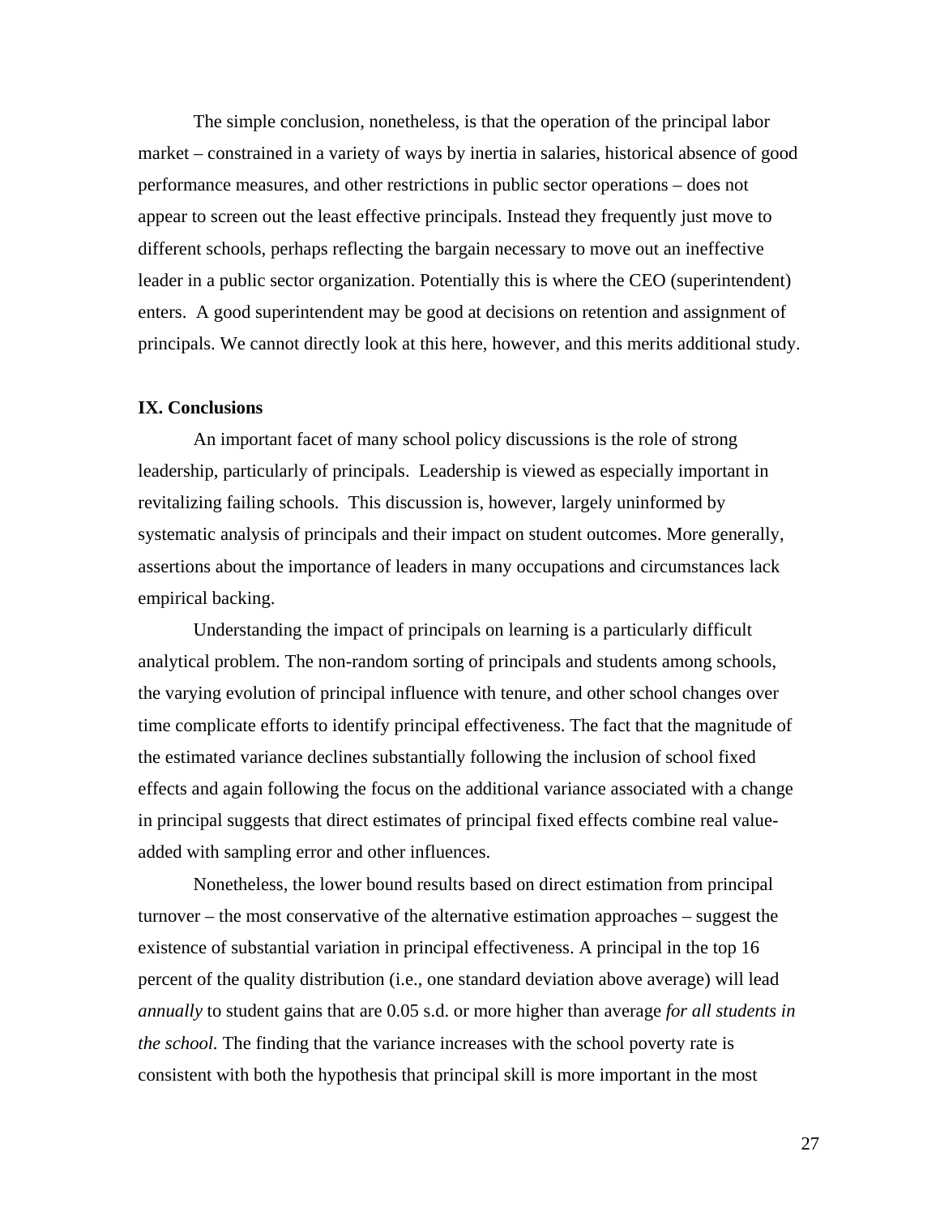The simple conclusion, nonetheless, is that the operation of the principal labor market – constrained in a variety of ways by inertia in salaries, historical absence of good performance measures, and other restrictions in public sector operations – does not appear to screen out the least effective principals. Instead they frequently just move to different schools, perhaps reflecting the bargain necessary to move out an ineffective leader in a public sector organization. Potentially this is where the CEO (superintendent) enters. A good superintendent may be good at decisions on retention and assignment of principals. We cannot directly look at this here, however, and this merits additional study.

## IX. Conclusions

An important facet of many school policy discussions is the role of strong leadership, particularly of principals. Leadership is viewed as especially important in revitalizing failing schools. This discussion is, however, largely uninformed by systematic analysis of principals and their impact on student outcomes. More generally, assertions about the importance of leaders in many occupations and circumstances lack empirical backing.

Understanding the impact of principals on learning is a particularly difficult analytical problem. The non-random sorting of principals and students among schools, the varying evolution of principal influence with tenure, and other school changes over time complicate efforts to identify principal effectiveness. The fact that the magnitude of the estimated variance declines substantially following the inclusion of school fixed effects and again following the focus on the additional variance associated with a change in principal suggests that direct estimates of principal fixed effects combine real value-added with sampling error and other influences.

Nonetheless, the lower bound results based on direct estimation from principal turnover – the most conservative of the alternative estimation approaches – suggest the existence of substantial variation in principal effectiveness. A principal in the top 16 percent of the quality distribution (i.e., one standard deviation above average) will lead *annually* to student gains that are 0.05 s.d. or more higher than average *for all students in the school.* The finding that the variance increases with the school poverty rate is consistent with both the hypothesis that principal skill is more important in the most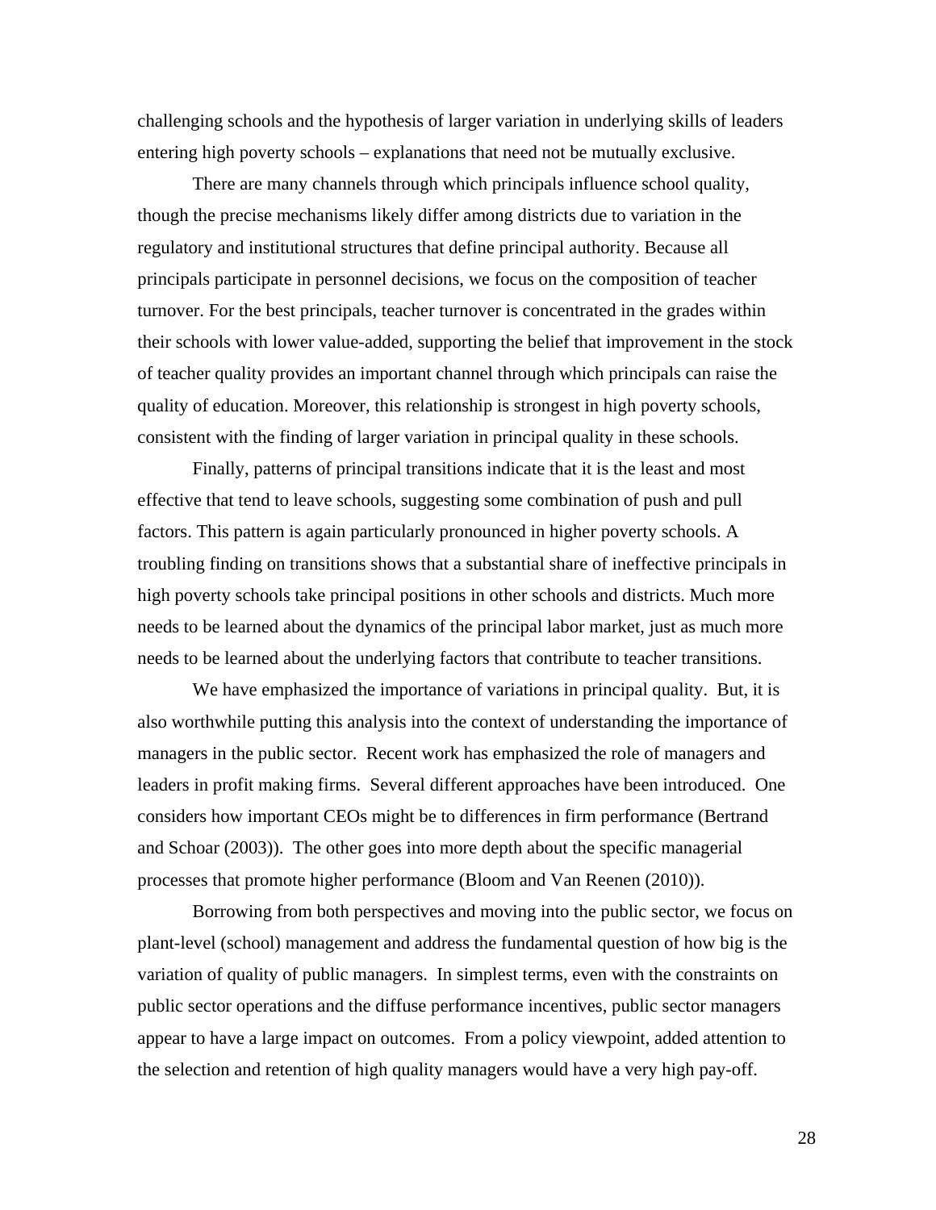challenging schools and the hypothesis of larger variation in underlying skills of leaders entering high poverty schools – explanations that need not be mutually exclusive.

There are many channels through which principals influence school quality, though the precise mechanisms likely differ among districts due to variation in the regulatory and institutional structures that define principal authority. Because all principals participate in personnel decisions, we focus on the composition of teacher turnover. For the best principals, teacher turnover is concentrated in the grades within their schools with lower value-added, supporting the belief that improvement in the stock of teacher quality provides an important channel through which principals can raise the quality of education. Moreover, this relationship is strongest in high poverty schools, consistent with the finding of larger variation in principal quality in these schools.

Finally, patterns of principal transitions indicate that it is the least and most effective that tend to leave schools, suggesting some combination of push and pull factors. This pattern is again particularly pronounced in higher poverty schools. A troubling finding on transitions shows that a substantial share of ineffective principals in high poverty schools take principal positions in other schools and districts. Much more needs to be learned about the dynamics of the principal labor market, just as much more needs to be learned about the underlying factors that contribute to teacher transitions.

We have emphasized the importance of variations in principal quality. But, it is also worthwhile putting this analysis into the context of understanding the importance of managers in the public sector. Recent work has emphasized the role of managers and leaders in profit making firms. Several different approaches have been introduced. One considers how important CEOs might be to differences in firm performance (Bertrand and Schoar (2003)). The other goes into more depth about the specific managerial processes that promote higher performance (Bloom and Van Reenen (2010)).

Borrowing from both perspectives and moving into the public sector, we focus on plant-level (school) management and address the fundamental question of how big is the variation of quality of public managers. In simplest terms, even with the constraints on public sector operations and the diffuse performance incentives, public sector managers appear to have a large impact on outcomes. From a policy viewpoint, added attention to the selection and retention of high quality managers would have a very high pay-off.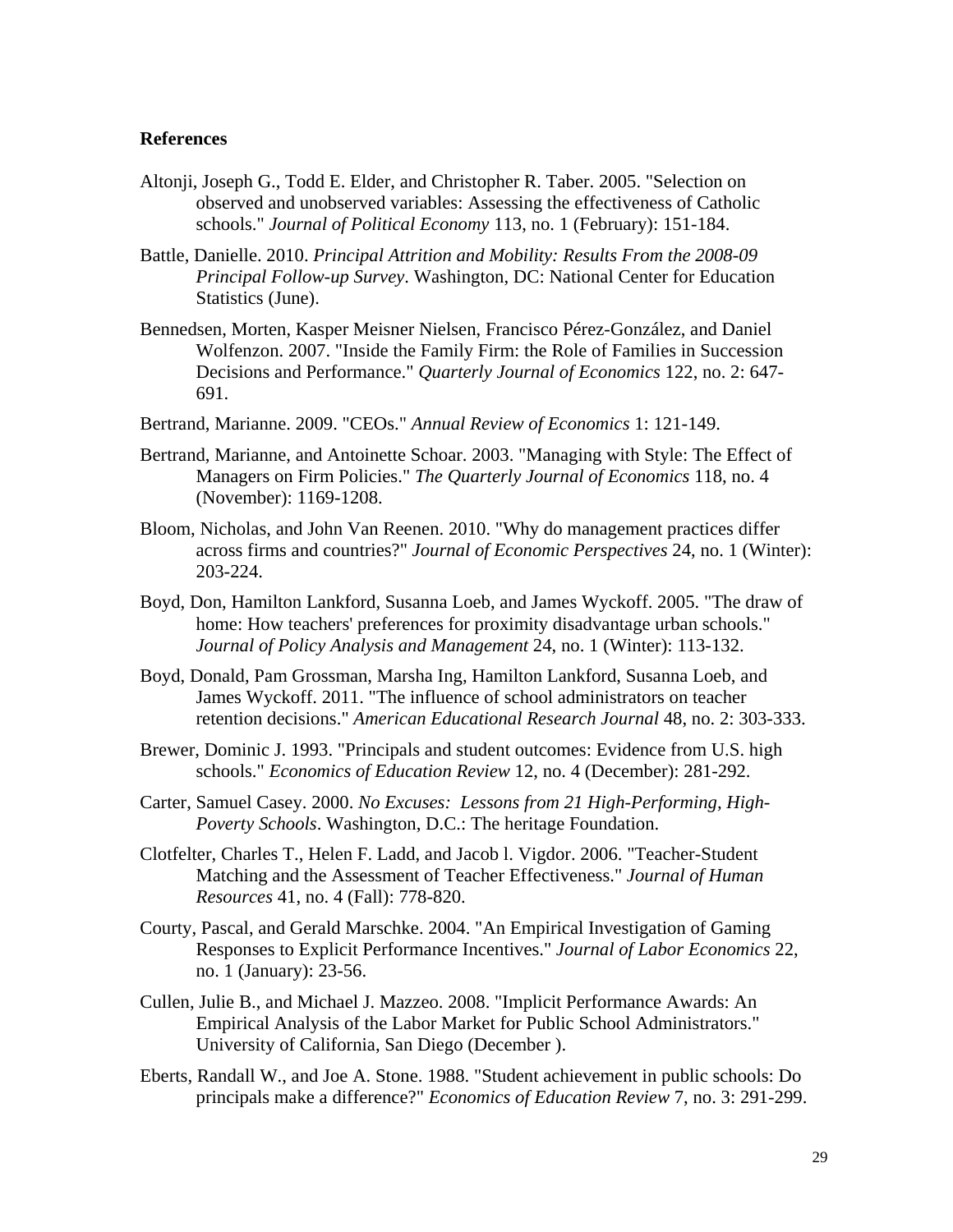## References

Altonji, Joseph G., Todd E. Elder, and Christopher R. Taber. 2005. "Selection on observed and unobserved variables: Assessing the effectiveness of Catholic schools." *Journal of Political Economy* 113, no. 1 (February): 151-184.

Battle, Danielle. 2010. *Principal Attrition and Mobility: Results From the 2008-09 Principal Follow-up Survey*. Washington, DC: National Center for Education Statistics (June).

Bennedsen, Morten, Kasper Meisner Nielsen, Francisco Pérez-González, and Daniel Wolfenzon. 2007. "Inside the Family Firm: the Role of Families in Succession Decisions and Performance." *Quarterly Journal of Economics* 122, no. 2: 647-691.

Bertrand, Marianne. 2009. "CEOs." *Annual Review of Economics* 1: 121-149.

Bertrand, Marianne, and Antoinette Schoar. 2003. "Managing with Style: The Effect of Managers on Firm Policies." *The Quarterly Journal of Economics* 118, no. 4 (November): 1169-1208.

Bloom, Nicholas, and John Van Reenen. 2010. "Why do management practices differ across firms and countries?" *Journal of Economic Perspectives* 24, no. 1 (Winter): 203-224.

Boyd, Don, Hamilton Lankford, Susanna Loeb, and James Wyckoff. 2005. "The draw of home: How teachers' preferences for proximity disadvantage urban schools." *Journal of Policy Analysis and Management* 24, no. 1 (Winter): 113-132.

Boyd, Donald, Pam Grossman, Marsha Ing, Hamilton Lankford, Susanna Loeb, and James Wyckoff. 2011. "The influence of school administrators on teacher retention decisions." *American Educational Research Journal* 48, no. 2: 303-333.

Brewer, Dominic J. 1993. "Principals and student outcomes: Evidence from U.S. high schools." *Economics of Education Review* 12, no. 4 (December): 281-292.

Carter, Samuel Casey. 2000. *No Excuses: Lessons from 21 High-Performing, High-Poverty Schools*. Washington, D.C.: The heritage Foundation.

Clotfelter, Charles T., Helen F. Ladd, and Jacob l. Vigdor. 2006. "Teacher-Student Matching and the Assessment of Teacher Effectiveness." *Journal of Human Resources* 41, no. 4 (Fall): 778-820.

Courty, Pascal, and Gerald Marschke. 2004. "An Empirical Investigation of Gaming Responses to Explicit Performance Incentives." *Journal of Labor Economics* 22, no. 1 (January): 23-56.

Cullen, Julie B., and Michael J. Mazzeo. 2008. "Implicit Performance Awards: An Empirical Analysis of the Labor Market for Public School Administrators." University of California, San Diego (December ).

Eberts, Randall W., and Joe A. Stone. 1988. "Student achievement in public schools: Do principals make a difference?" *Economics of Education Review* 7, no. 3: 291-299.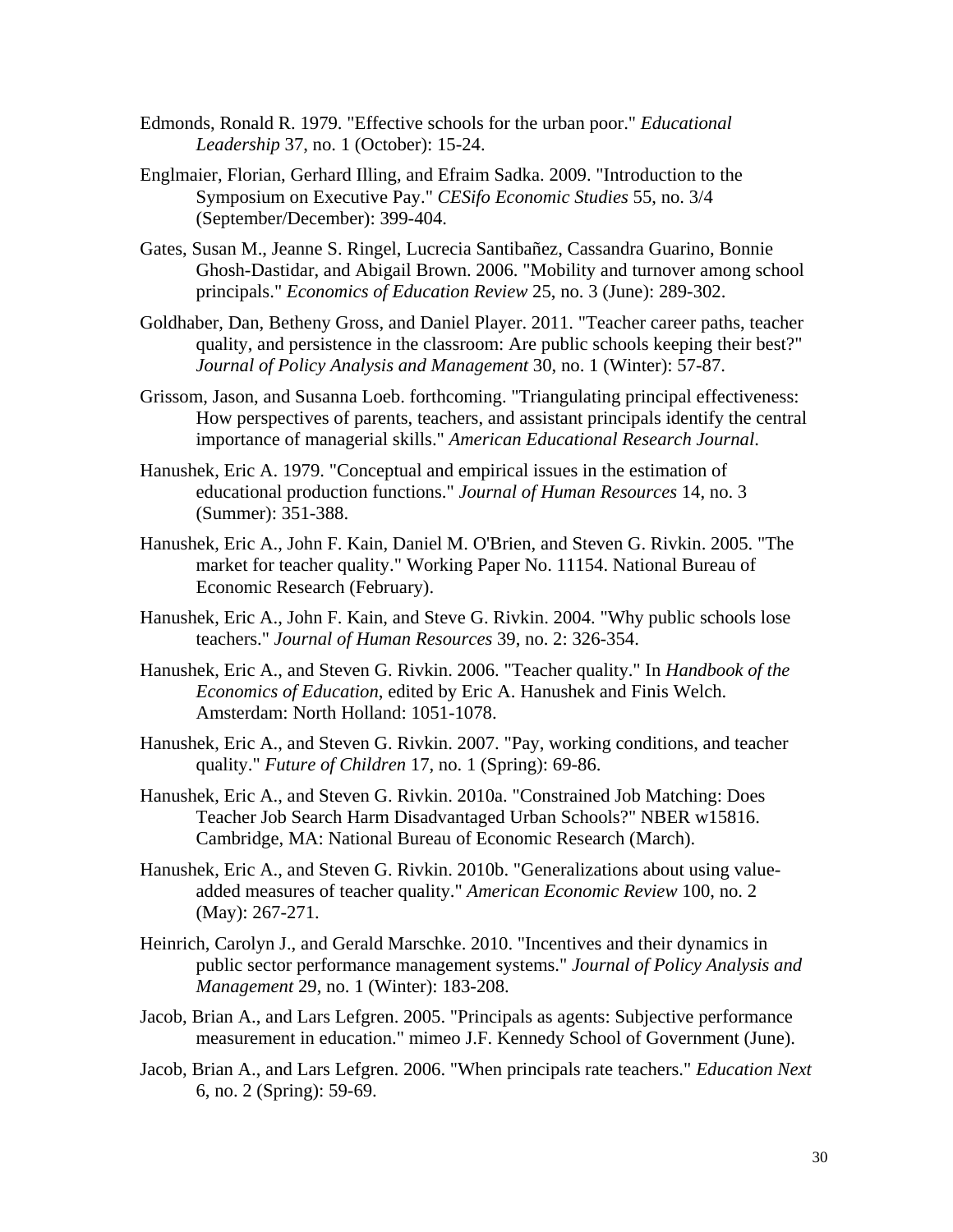Edmonds, Ronald R. 1979. "Effective schools for the urban poor." *Educational Leadership* 37, no. 1 (October): 15-24.

Englmaier, Florian, Gerhard Illing, and Efraim Sadka. 2009. "Introduction to the Symposium on Executive Pay." *CESifo Economic Studies* 55, no. 3/4 (September/December): 399-404.

Gates, Susan M., Jeanne S. Ringel, Lucrecia Santibañez, Cassandra Guarino, Bonnie Ghosh-Dastidar, and Abigail Brown. 2006. "Mobility and turnover among school principals." *Economics of Education Review* 25, no. 3 (June): 289-302.

Goldhaber, Dan, Betheny Gross, and Daniel Player. 2011. "Teacher career paths, teacher quality, and persistence in the classroom: Are public schools keeping their best?" *Journal of Policy Analysis and Management* 30, no. 1 (Winter): 57-87.

Grissom, Jason, and Susanna Loeb. forthcoming. "Triangulating principal effectiveness: How perspectives of parents, teachers, and assistant principals identify the central importance of managerial skills." *American Educational Research Journal*.

Hanushek, Eric A. 1979. "Conceptual and empirical issues in the estimation of educational production functions." *Journal of Human Resources* 14, no. 3 (Summer): 351-388.

Hanushek, Eric A., John F. Kain, Daniel M. O'Brien, and Steven G. Rivkin. 2005. "The market for teacher quality." Working Paper No. 11154. National Bureau of Economic Research (February).

Hanushek, Eric A., John F. Kain, and Steve G. Rivkin. 2004. "Why public schools lose teachers." *Journal of Human Resources* 39, no. 2: 326-354.

Hanushek, Eric A., and Steven G. Rivkin. 2006. "Teacher quality." In *Handbook of the Economics of Education*, edited by Eric A. Hanushek and Finis Welch. Amsterdam: North Holland: 1051-1078.

Hanushek, Eric A., and Steven G. Rivkin. 2007. "Pay, working conditions, and teacher quality." *Future of Children* 17, no. 1 (Spring): 69-86.

Hanushek, Eric A., and Steven G. Rivkin. 2010a. "Constrained Job Matching: Does Teacher Job Search Harm Disadvantaged Urban Schools?" NBER w15816. Cambridge, MA: National Bureau of Economic Research (March).

Hanushek, Eric A., and Steven G. Rivkin. 2010b. "Generalizations about using value-added measures of teacher quality." *American Economic Review* 100, no. 2 (May): 267-271.

Heinrich, Carolyn J., and Gerald Marschke. 2010. "Incentives and their dynamics in public sector performance management systems." *Journal of Policy Analysis and Management* 29, no. 1 (Winter): 183-208.

Jacob, Brian A., and Lars Lefgren. 2005. "Principals as agents: Subjective performance measurement in education." mimeo J.F. Kennedy School of Government (June).

Jacob, Brian A., and Lars Lefgren. 2006. "When principals rate teachers." *Education Next* 6, no. 2 (Spring): 59-69.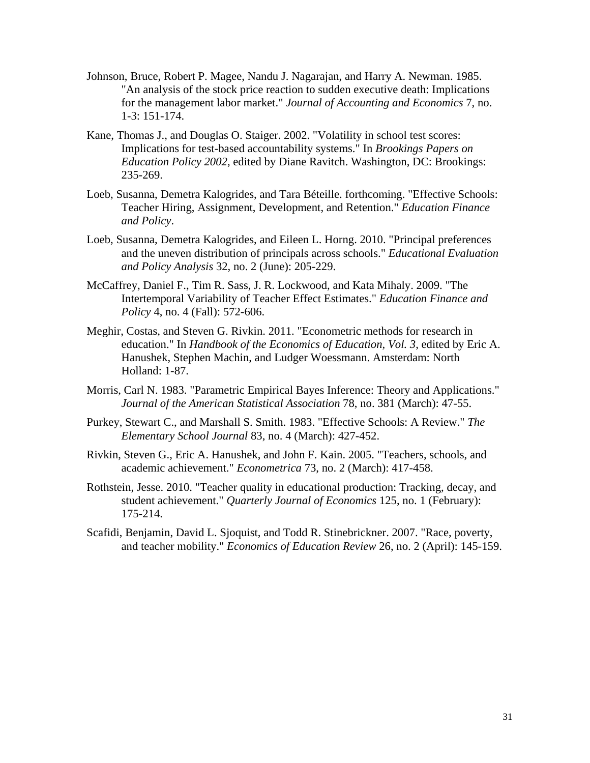Johnson, Bruce, Robert P. Magee, Nandu J. Nagarajan, and Harry A. Newman. 1985. "An analysis of the stock price reaction to sudden executive death: Implications for the management labor market." *Journal of Accounting and Economics* 7, no. 1-3: 151-174.

Kane, Thomas J., and Douglas O. Staiger. 2002. "Volatility in school test scores: Implications for test-based accountability systems." In *Brookings Papers on Education Policy 2002*, edited by Diane Ravitch. Washington, DC: Brookings: 235-269.

Loeb, Susanna, Demetra Kalogrides, and Tara Béteille. forthcoming. "Effective Schools: Teacher Hiring, Assignment, Development, and Retention." *Education Finance and Policy*.

Loeb, Susanna, Demetra Kalogrides, and Eileen L. Horng. 2010. "Principal preferences and the uneven distribution of principals across schools." *Educational Evaluation and Policy Analysis* 32, no. 2 (June): 205-229.

McCaffrey, Daniel F., Tim R. Sass, J. R. Lockwood, and Kata Mihaly. 2009. "The Intertemporal Variability of Teacher Effect Estimates." *Education Finance and Policy* 4, no. 4 (Fall): 572-606.

Meghir, Costas, and Steven G. Rivkin. 2011. "Econometric methods for research in education." In *Handbook of the Economics of Education, Vol. 3*, edited by Eric A. Hanushek, Stephen Machin, and Ludger Woessmann. Amsterdam: North Holland: 1-87.

Morris, Carl N. 1983. "Parametric Empirical Bayes Inference: Theory and Applications." *Journal of the American Statistical Association* 78, no. 381 (March): 47-55.

Purkey, Stewart C., and Marshall S. Smith. 1983. "Effective Schools: A Review." *The Elementary School Journal* 83, no. 4 (March): 427-452.

Rivkin, Steven G., Eric A. Hanushek, and John F. Kain. 2005. "Teachers, schools, and academic achievement." *Econometrica* 73, no. 2 (March): 417-458.

Rothstein, Jesse. 2010. "Teacher quality in educational production: Tracking, decay, and student achievement." *Quarterly Journal of Economics* 125, no. 1 (February): 175-214.

Scafidi, Benjamin, David L. Sjoquist, and Todd R. Stinebrickner. 2007. "Race, poverty, and teacher mobility." *Economics of Education Review* 26, no. 2 (April): 145-159.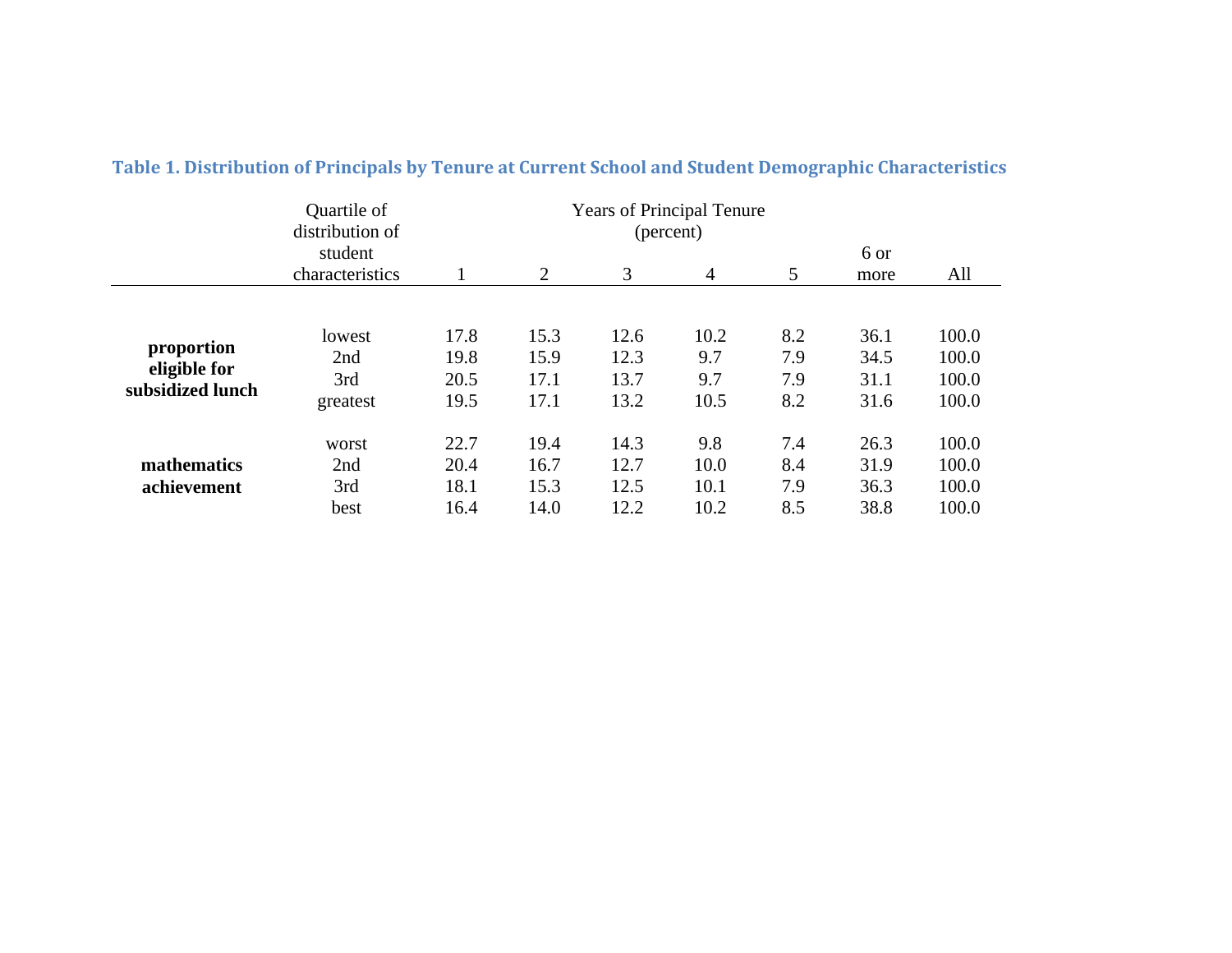### Table 1. Distribution of Principals by Tenure at Current School and Student Demographic Characteristics

| | Quartile of distribution of student characteristics | Years of Principal Tenure (percent) | | | | | | |
|---|---|---|---|---|---|---|---|---|
| | | 1 | 2 | 3 | 4 | 5 | 6 or more | All |
| **proportion eligible for subsidized lunch** | lowest | 17.8 | 15.3 | 12.6 | 10.2 | 8.2 | 36.1 | 100.0 |
| | 2nd | 19.8 | 15.9 | 12.3 | 9.7 | 7.9 | 34.5 | 100.0 |
| | 3rd | 20.5 | 17.1 | 13.7 | 9.7 | 7.9 | 31.1 | 100.0 |
| | greatest | 19.5 | 17.1 | 13.2 | 10.5 | 8.2 | 31.6 | 100.0 |
| **mathematics achievement** | worst | 22.7 | 19.4 | 14.3 | 9.8 | 7.4 | 26.3 | 100.0 |
| | 2nd | 20.4 | 16.7 | 12.7 | 10.0 | 8.4 | 31.9 | 100.0 |
| | 3rd | 18.1 | 15.3 | 12.5 | 10.1 | 7.9 | 36.3 | 100.0 |
| | best | 16.4 | 14.0 | 12.2 | 10.2 | 8.5 | 38.8 | 100.0 |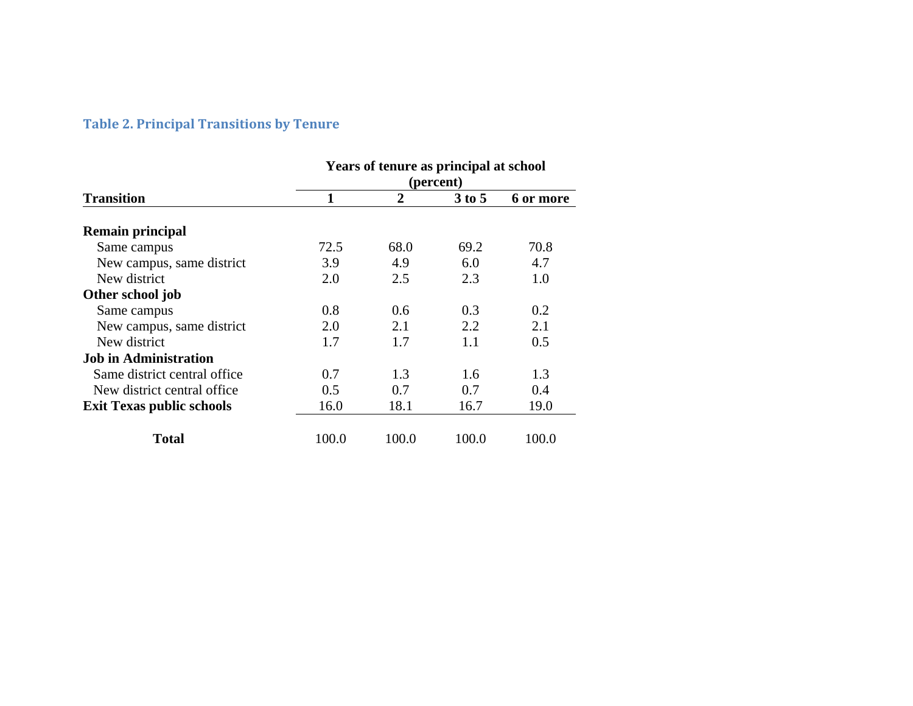## Table 2. Principal Transitions by Tenure

| Transition | Years of tenure as principal at school (percent) | | | |
|---|---|---|---|---|
| | 1 | 2 | 3 to 5 | 6 or more |
| **Remain principal** | | | | |
| Same campus | 72.5 | 68.0 | 69.2 | 70.8 |
| New campus, same district | 3.9 | 4.9 | 6.0 | 4.7 |
| New district | 2.0 | 2.5 | 2.3 | 1.0 |
| **Other school job** | | | | |
| Same campus | 0.8 | 0.6 | 0.3 | 0.2 |
| New campus, same district | 2.0 | 2.1 | 2.2 | 2.1 |
| New district | 1.7 | 1.7 | 1.1 | 0.5 |
| **Job in Administration** | | | | |
| Same district central office | 0.7 | 1.3 | 1.6 | 1.3 |
| New district central office | 0.5 | 0.7 | 0.7 | 0.4 |
| **Exit Texas public schools** | 16.0 | 18.1 | 16.7 | 19.0 |
| **Total** | 100.0 | 100.0 | 100.0 | 100.0 |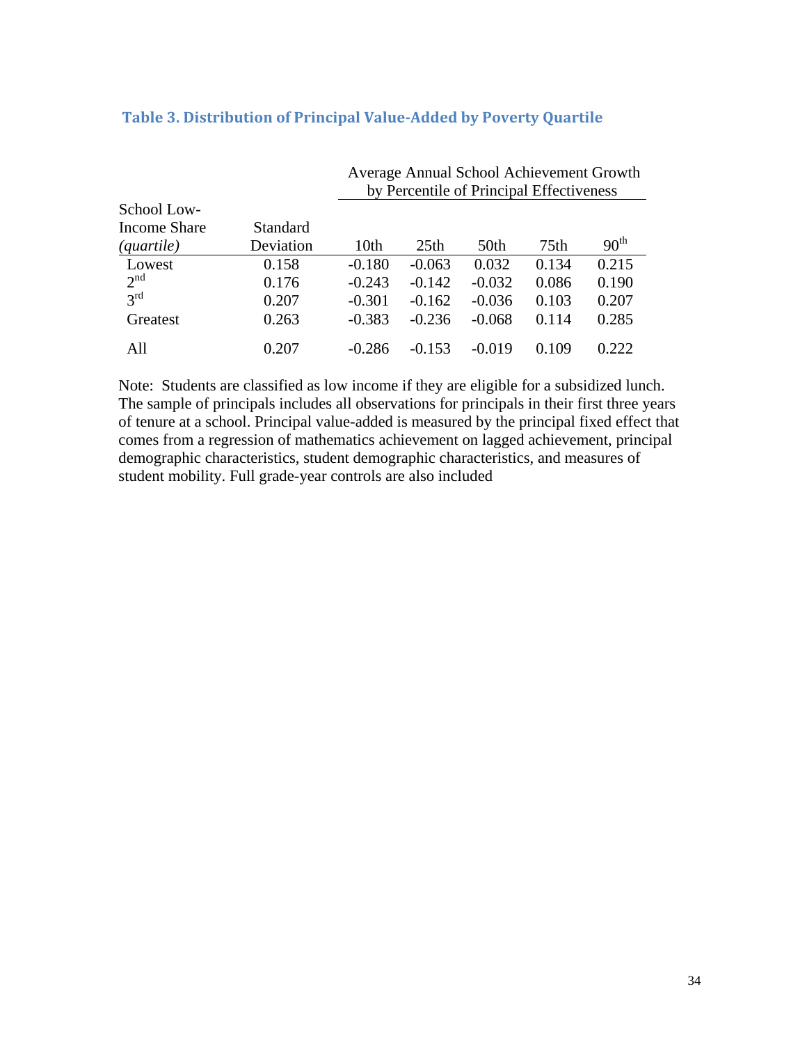### Table 3. Distribution of Principal Value-Added by Poverty Quartile

| School Low-Income Share *(quartile)* | Standard Deviation | Average Annual School Achievement Growth by Percentile of Principal Effectiveness | | | | |
|---|---|---|---|---|---|---|
| | | 10th | 25th | 50th | 75th | 90th |
| Lowest | 0.158 | -0.180 | -0.063 | 0.032 | 0.134 | 0.215 |
| 2nd | 0.176 | -0.243 | -0.142 | -0.032 | 0.086 | 0.190 |
| 3rd | 0.207 | -0.301 | -0.162 | -0.036 | 0.103 | 0.207 |
| Greatest | 0.263 | -0.383 | -0.236 | -0.068 | 0.114 | 0.285 |
| All | 0.207 | -0.286 | -0.153 | -0.019 | 0.109 | 0.222 |

Note: Students are classified as low income if they are eligible for a subsidized lunch. The sample of principals includes all observations for principals in their first three years of tenure at a school. Principal value-added is measured by the principal fixed effect that comes from a regression of mathematics achievement on lagged achievement, principal demographic characteristics, student demographic characteristics, and measures of student mobility. Full grade-year controls are also included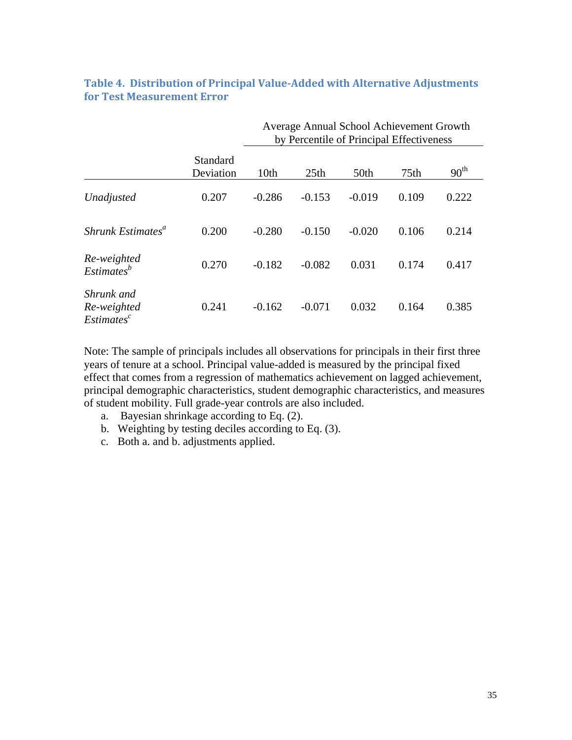### Table 4. Distribution of Principal Value-Added with Alternative Adjustments for Test Measurement Error

| | Standard Deviation | Average Annual School Achievement Growth by Percentile of Principal Effectiveness | | | | |
|---|---|---|---|---|---|---|
| | | 10th | 25th | 50th | 75th | 90th |
| *Unadjusted* | 0.207 | -0.286 | -0.153 | -0.019 | 0.109 | 0.222 |
| *Shrunk Estimates*[a] | 0.200 | -0.280 | -0.150 | -0.020 | 0.106 | 0.214 |
| *Re-weighted Estimates*[b] | 0.270 | -0.182 | -0.082 | 0.031 | 0.174 | 0.417 |
| *Shrunk and Re-weighted Estimates*[c] | 0.241 | -0.162 | -0.071 | 0.032 | 0.164 | 0.385 |

Note: The sample of principals includes all observations for principals in their first three years of tenure at a school. Principal value-added is measured by the principal fixed effect that comes from a regression of mathematics achievement on lagged achievement, principal demographic characteristics, student demographic characteristics, and measures of student mobility. Full grade-year controls are also included.

a. Bayesian shrinkage according to Eq. (2).
b. Weighting by testing deciles according to Eq. (3).
c. Both a. and b. adjustments applied.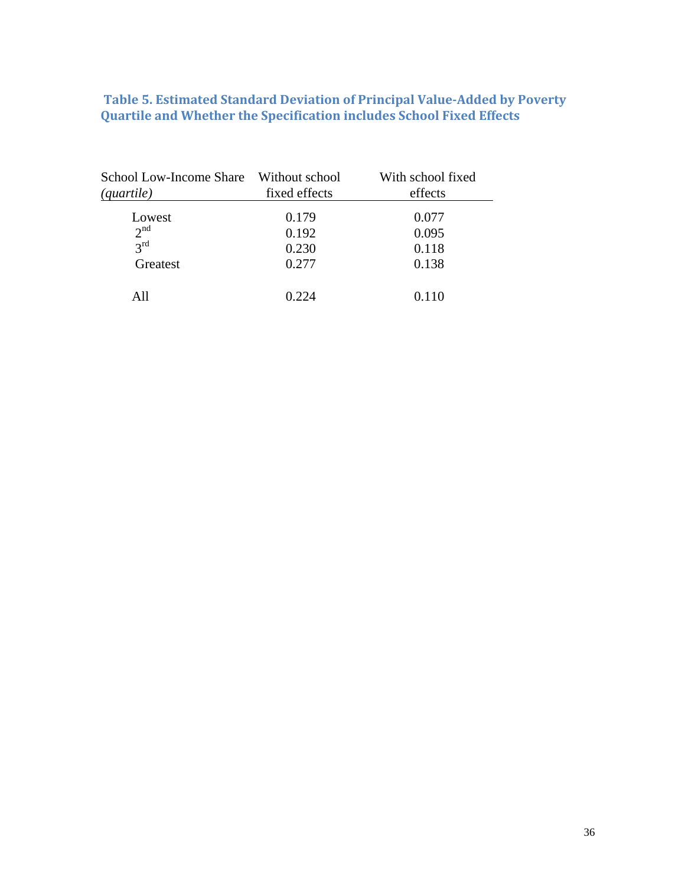### Table 5. Estimated Standard Deviation of Principal Value-Added by Poverty Quartile and Whether the Specification includes School Fixed Effects

| School Low-Income Share *(quartile)* | Without school fixed effects | With school fixed effects |
|---|---|---|
| Lowest | 0.179 | 0.077 |
| 2nd | 0.192 | 0.095 |
| 3rd | 0.230 | 0.118 |
| Greatest | 0.277 | 0.138 |
| All | 0.224 | 0.110 |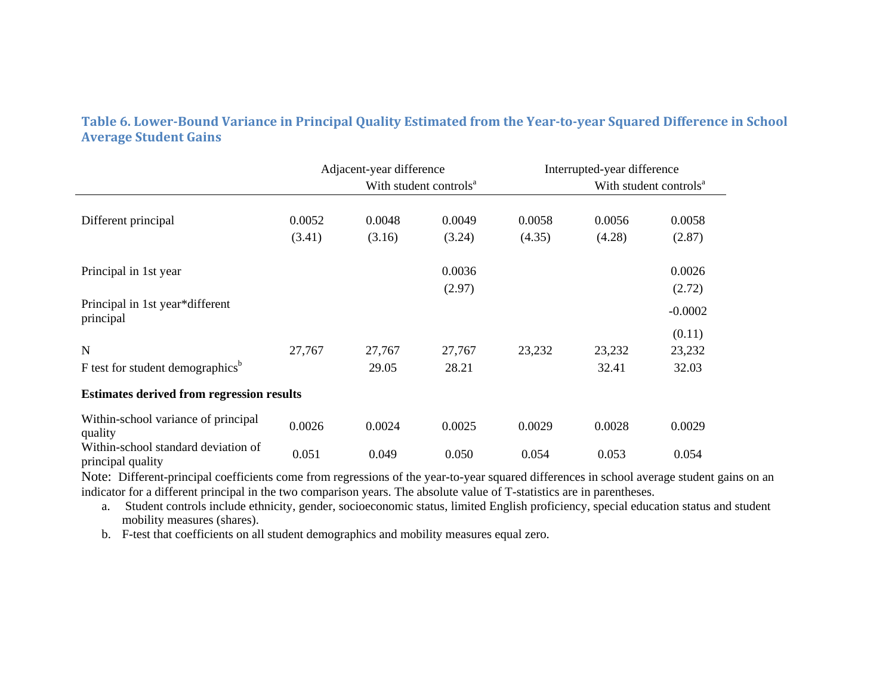### Table 6. Lower-Bound Variance in Principal Quality Estimated from the Year-to-year Squared Difference in School Average Student Gains

| | Adjacent-year difference | | | Interrupted-year difference | | |
|---|---|---|---|---|---|---|
| | | With student controls[a] | | | With student controls[a] | |
| Different principal | 0.0052 | 0.0048 | 0.0049 | 0.0058 | 0.0056 | 0.0058 |
| | (3.41) | (3.16) | (3.24) | (4.35) | (4.28) | (2.87) |
| Principal in 1st year | | | 0.0036 | | | 0.0026 |
| | | | (2.97) | | | (2.72) |
| Principal in 1st year*different principal | | | | | | -0.0002 |
| | | | | | | (0.11) |
| N | 27,767 | 27,767 | 27,767 | 23,232 | 23,232 | 23,232 |
| F test for student demographics[b] | | 29.05 | 28.21 | | 32.41 | 32.03 |
| **Estimates derived from regression results** | | | | | | |
| Within-school variance of principal quality | 0.0026 | 0.0024 | 0.0025 | 0.0029 | 0.0028 | 0.0029 |
| Within-school standard deviation of principal quality | 0.051 | 0.049 | 0.050 | 0.054 | 0.053 | 0.054 |

Note: Different-principal coefficients come from regressions of the year-to-year squared differences in school average student gains on an indicator for a different principal in the two comparison years. The absolute value of T-statistics are in parentheses.

a. Student controls include ethnicity, gender, socioeconomic status, limited English proficiency, special education status and student mobility measures (shares).

b. F-test that coefficients on all student demographics and mobility measures equal zero.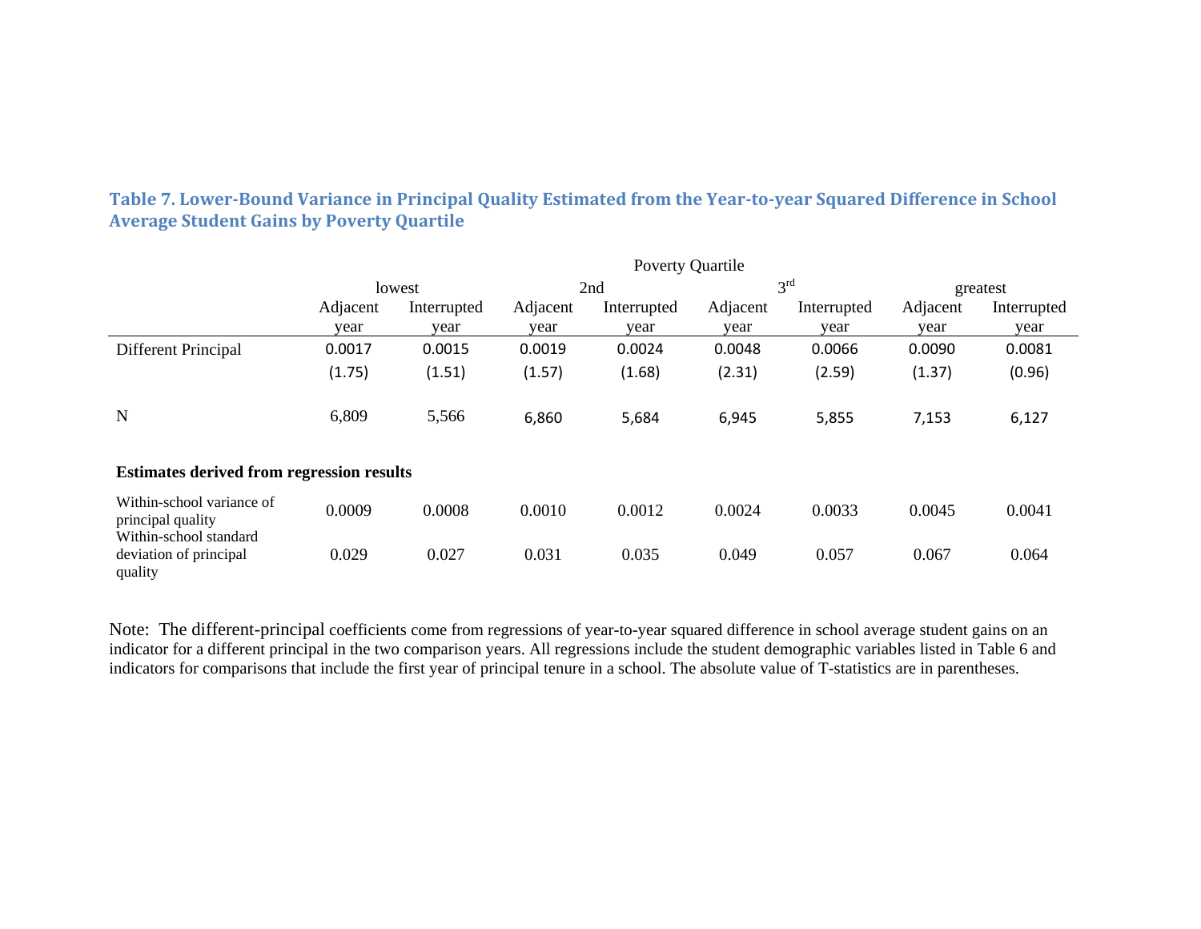**Table 7. Lower-Bound Variance in Principal Quality Estimated from the Year-to-year Squared Difference in School Average Student Gains by Poverty Quartile**

| | Poverty Quartile | | | | | | | |
|---|---|---|---|---|---|---|---|---|
| | lowest | | 2nd | | 3rd | | greatest | |
| | Adjacent year | Interrupted year | Adjacent year | Interrupted year | Adjacent year | Interrupted year | Adjacent year | Interrupted year |
| Different Principal | 0.0017 | 0.0015 | 0.0019 | 0.0024 | 0.0048 | 0.0066 | 0.0090 | 0.0081 |
| | (1.75) | (1.51) | (1.57) | (1.68) | (2.31) | (2.59) | (1.37) | (0.96) |
| N | 6,809 | 5,566 | 6,860 | 5,684 | 6,945 | 5,855 | 7,153 | 6,127 |
| **Estimates derived from regression results** | | | | | | | | |
| Within-school variance of principal quality | 0.0009 | 0.0008 | 0.0010 | 0.0012 | 0.0024 | 0.0033 | 0.0045 | 0.0041 |
| Within-school standard deviation of principal quality | 0.029 | 0.027 | 0.031 | 0.035 | 0.049 | 0.057 | 0.067 | 0.064 |

Note: The different-principal coefficients come from regressions of year-to-year squared difference in school average student gains on an indicator for a different principal in the two comparison years. All regressions include the student demographic variables listed in Table 6 and indicators for comparisons that include the first year of principal tenure in a school. The absolute value of T-statistics are in parentheses.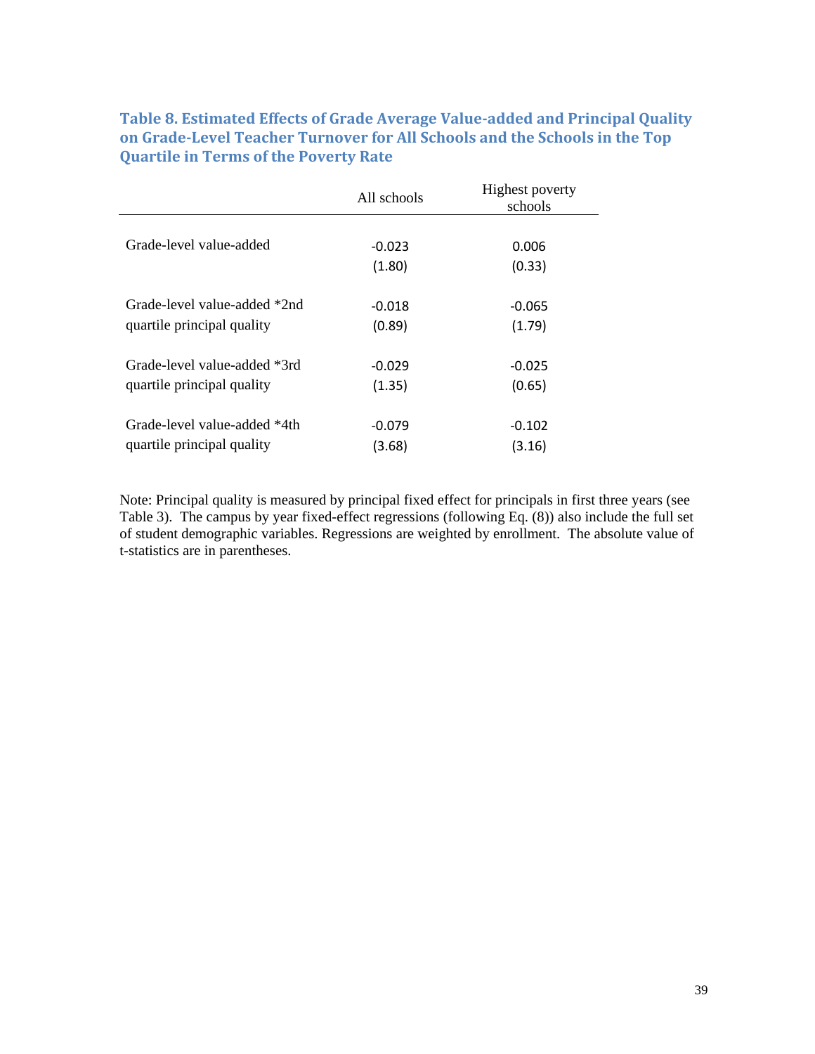### Table 8. Estimated Effects of Grade Average Value-added and Principal Quality on Grade-Level Teacher Turnover for All Schools and the Schools in the Top Quartile in Terms of the Poverty Rate

| | All schools | Highest poverty schools |
|---|---|---|
| Grade-level value-added | -0.023 | 0.006 |
| | (1.80) | (0.33) |
| Grade-level value-added *2nd quartile principal quality | -0.018 | -0.065 |
| | (0.89) | (1.79) |
| Grade-level value-added *3rd quartile principal quality | -0.029 | -0.025 |
| | (1.35) | (0.65) |
| Grade-level value-added *4th quartile principal quality | -0.079 | -0.102 |
| | (3.68) | (3.16) |

Note: Principal quality is measured by principal fixed effect for principals in first three years (see Table 3). The campus by year fixed-effect regressions (following Eq. (8)) also include the full set of student demographic variables. Regressions are weighted by enrollment. The absolute value of t-statistics are in parentheses.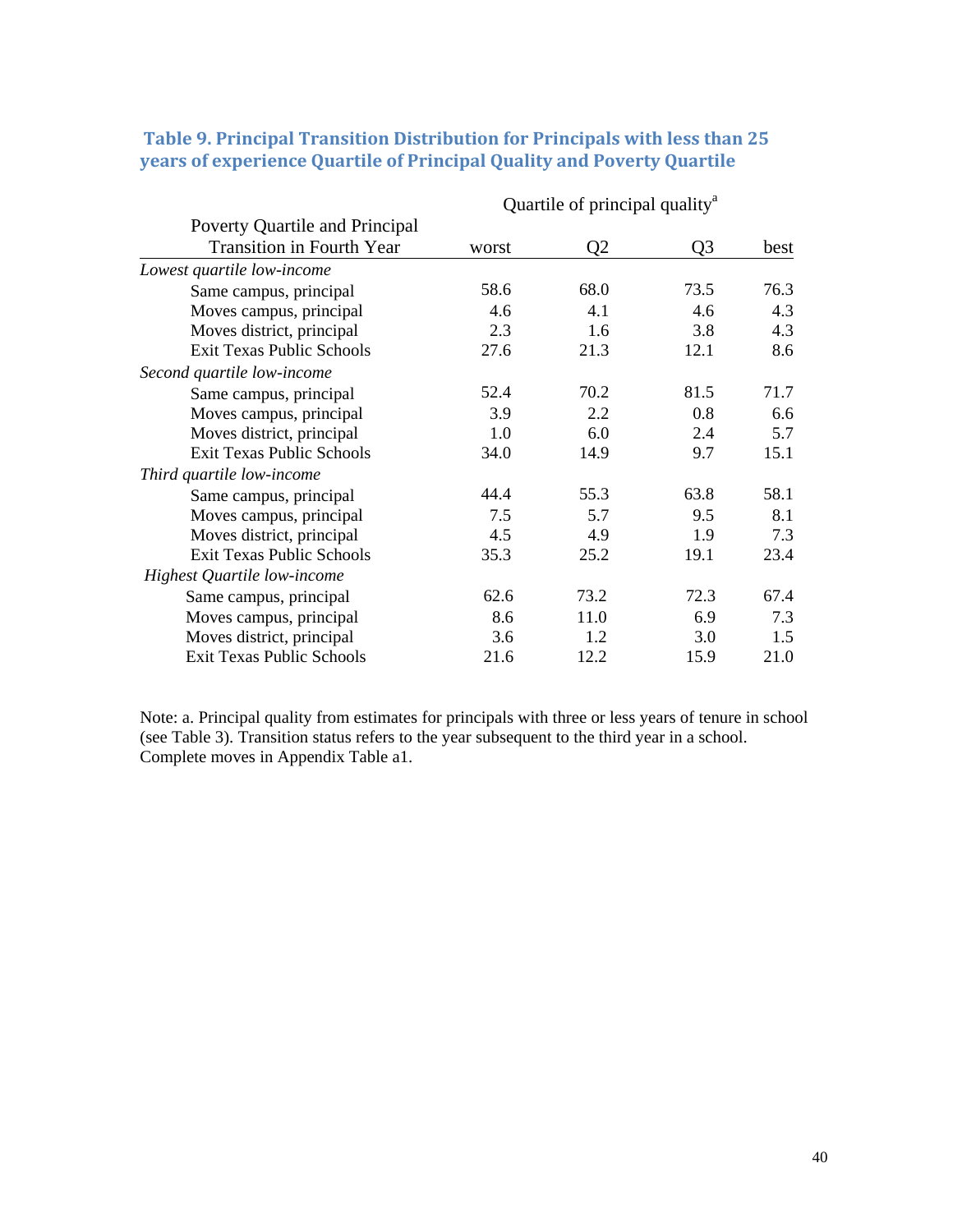### Table 9. Principal Transition Distribution for Principals with less than 25 years of experience Quartile of Principal Quality and Poverty Quartile

| Poverty Quartile and Principal Transition in Fourth Year | Quartile of principal quality[a] | | | |
|---|---|---|---|---|
| | worst | Q2 | Q3 | best |
| *Lowest quartile low-income* | | | | |
| Same campus, principal | 58.6 | 68.0 | 73.5 | 76.3 |
| Moves campus, principal | 4.6 | 4.1 | 4.6 | 4.3 |
| Moves district, principal | 2.3 | 1.6 | 3.8 | 4.3 |
| Exit Texas Public Schools | 27.6 | 21.3 | 12.1 | 8.6 |
| *Second quartile low-income* | | | | |
| Same campus, principal | 52.4 | 70.2 | 81.5 | 71.7 |
| Moves campus, principal | 3.9 | 2.2 | 0.8 | 6.6 |
| Moves district, principal | 1.0 | 6.0 | 2.4 | 5.7 |
| Exit Texas Public Schools | 34.0 | 14.9 | 9.7 | 15.1 |
| *Third quartile low-income* | | | | |
| Same campus, principal | 44.4 | 55.3 | 63.8 | 58.1 |
| Moves campus, principal | 7.5 | 5.7 | 9.5 | 8.1 |
| Moves district, principal | 4.5 | 4.9 | 1.9 | 7.3 |
| Exit Texas Public Schools | 35.3 | 25.2 | 19.1 | 23.4 |
| *Highest Quartile low-income* | | | | |
| Same campus, principal | 62.6 | 73.2 | 72.3 | 67.4 |
| Moves campus, principal | 8.6 | 11.0 | 6.9 | 7.3 |
| Moves district, principal | 3.6 | 1.2 | 3.0 | 1.5 |
| Exit Texas Public Schools | 21.6 | 12.2 | 15.9 | 21.0 |

Note: a. Principal quality from estimates for principals with three or less years of tenure in school (see Table 3). Transition status refers to the year subsequent to the third year in a school. Complete moves in Appendix Table a1.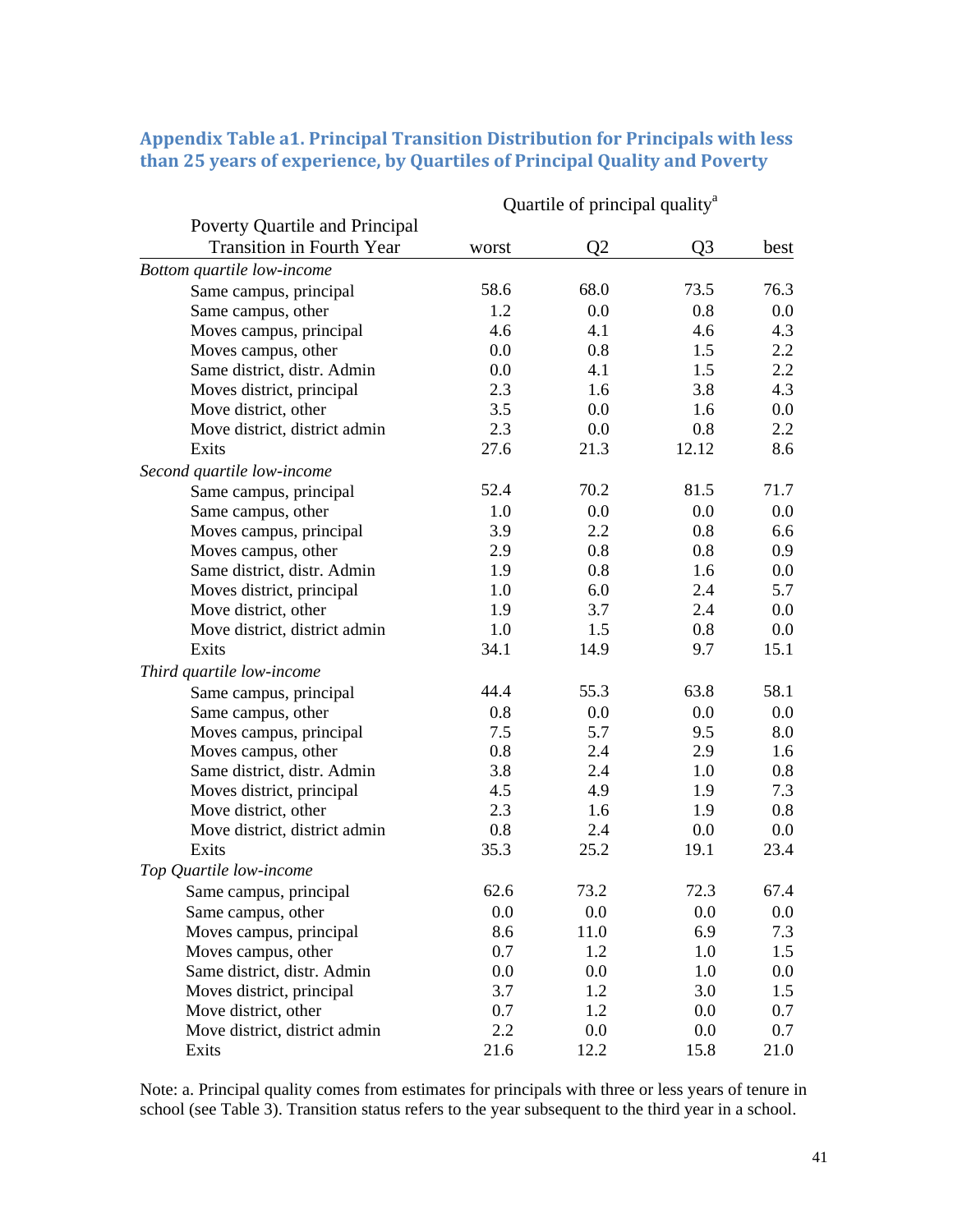### Appendix Table a1. Principal Transition Distribution for Principals with less than 25 years of experience, by Quartiles of Principal Quality and Poverty

| Poverty Quartile and Principal Transition in Fourth Year | Quartile of principal quality[a] | | | |
|---|---|---|---|---|
| | worst | Q2 | Q3 | best |
| *Bottom quartile low-income* | | | | |
| Same campus, principal | 58.6 | 68.0 | 73.5 | 76.3 |
| Same campus, other | 1.2 | 0.0 | 0.8 | 0.0 |
| Moves campus, principal | 4.6 | 4.1 | 4.6 | 4.3 |
| Moves campus, other | 0.0 | 0.8 | 1.5 | 2.2 |
| Same district, distr. Admin | 0.0 | 4.1 | 1.5 | 2.2 |
| Moves district, principal | 2.3 | 1.6 | 3.8 | 4.3 |
| Move district, other | 3.5 | 0.0 | 1.6 | 0.0 |
| Move district, district admin | 2.3 | 0.0 | 0.8 | 2.2 |
| Exits | 27.6 | 21.3 | 12.12 | 8.6 |
| *Second quartile low-income* | | | | |
| Same campus, principal | 52.4 | 70.2 | 81.5 | 71.7 |
| Same campus, other | 1.0 | 0.0 | 0.0 | 0.0 |
| Moves campus, principal | 3.9 | 2.2 | 0.8 | 6.6 |
| Moves campus, other | 2.9 | 0.8 | 0.8 | 0.9 |
| Same district, distr. Admin | 1.9 | 0.8 | 1.6 | 0.0 |
| Moves district, principal | 1.0 | 6.0 | 2.4 | 5.7 |
| Move district, other | 1.9 | 3.7 | 2.4 | 0.0 |
| Move district, district admin | 1.0 | 1.5 | 0.8 | 0.0 |
| Exits | 34.1 | 14.9 | 9.7 | 15.1 |
| *Third quartile low-income* | | | | |
| Same campus, principal | 44.4 | 55.3 | 63.8 | 58.1 |
| Same campus, other | 0.8 | 0.0 | 0.0 | 0.0 |
| Moves campus, principal | 7.5 | 5.7 | 9.5 | 8.0 |
| Moves campus, other | 0.8 | 2.4 | 2.9 | 1.6 |
| Same district, distr. Admin | 3.8 | 2.4 | 1.0 | 0.8 |
| Moves district, principal | 4.5 | 4.9 | 1.9 | 7.3 |
| Move district, other | 2.3 | 1.6 | 1.9 | 0.8 |
| Move district, district admin | 0.8 | 2.4 | 0.0 | 0.0 |
| Exits | 35.3 | 25.2 | 19.1 | 23.4 |
| *Top Quartile low-income* | | | | |
| Same campus, principal | 62.6 | 73.2 | 72.3 | 67.4 |
| Same campus, other | 0.0 | 0.0 | 0.0 | 0.0 |
| Moves campus, principal | 8.6 | 11.0 | 6.9 | 7.3 |
| Moves campus, other | 0.7 | 1.2 | 1.0 | 1.5 |
| Same district, distr. Admin | 0.0 | 0.0 | 1.0 | 0.0 |
| Moves district, principal | 3.7 | 1.2 | 3.0 | 1.5 |
| Move district, other | 0.7 | 1.2 | 0.0 | 0.7 |
| Move district, district admin | 2.2 | 0.0 | 0.0 | 0.7 |
| Exits | 21.6 | 12.2 | 15.8 | 21.0 |

Note: a. Principal quality comes from estimates for principals with three or less years of tenure in school (see Table 3). Transition status refers to the year subsequent to the third year in a school.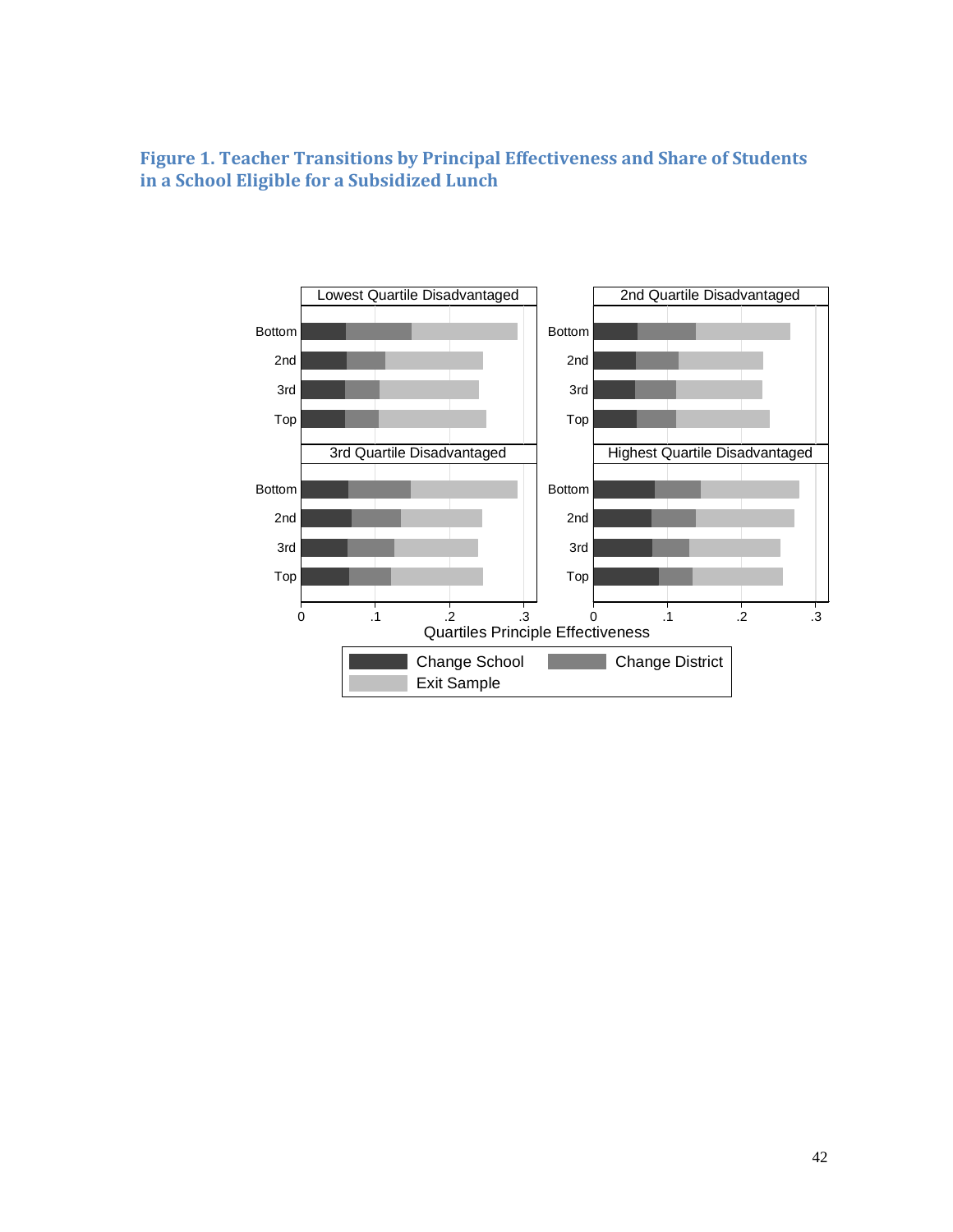**Figure 1. Teacher Transitions by Principal Effectiveness and Share of Students in a School Eligible for a Subsidized Lunch**

Lowest Quartile Disadvantaged

2nd Quartile Disadvantaged

3rd Quartile Disadvantaged

Highest Quartile Disadvantaged

Bottom

2nd

3rd

Top

0 .1 .2 .3

Quartiles Principle Effectiveness

Change School

Change District

Exit Sample